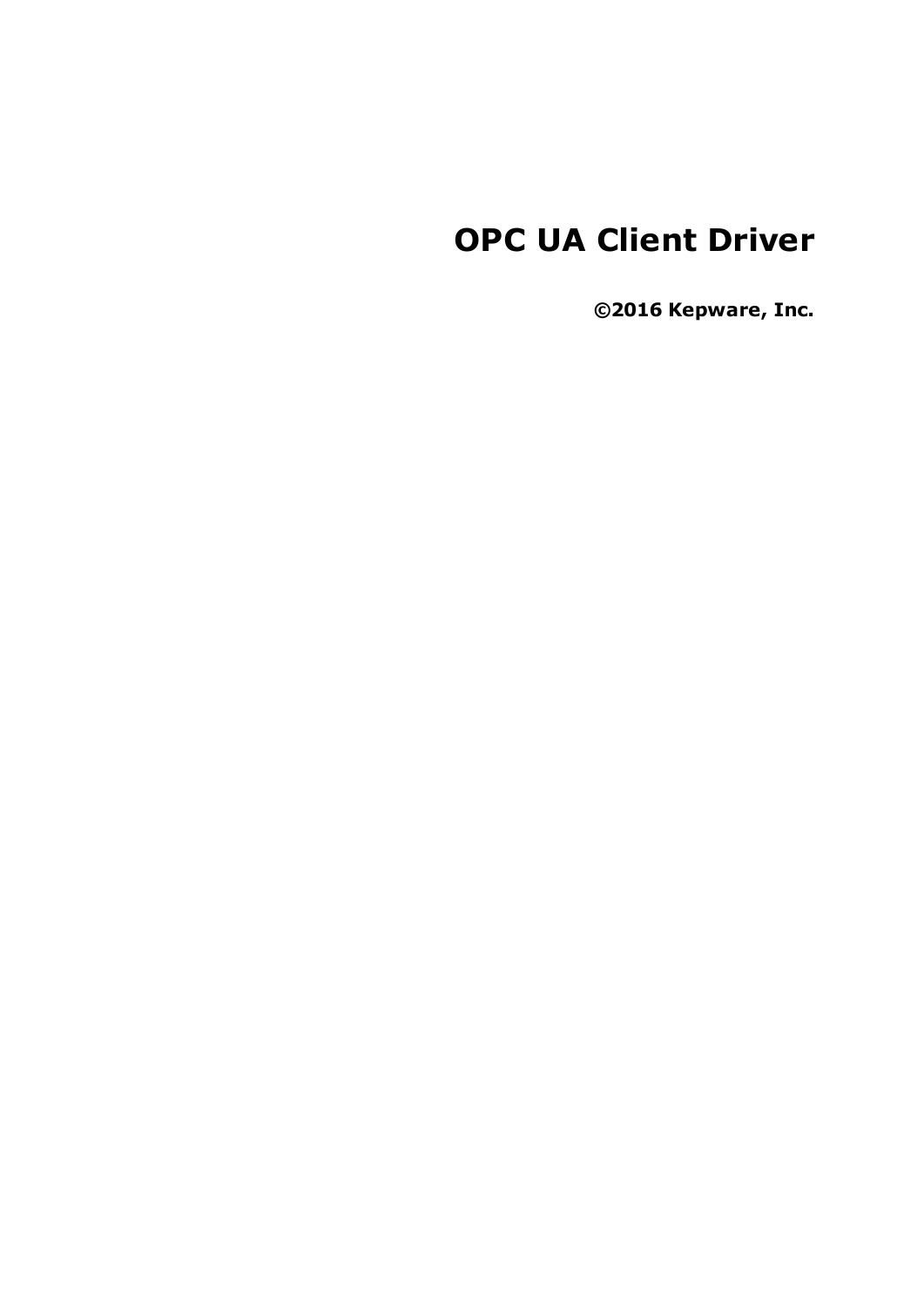# OPC UA Client Driver

**©2016 Kepware, Inc.**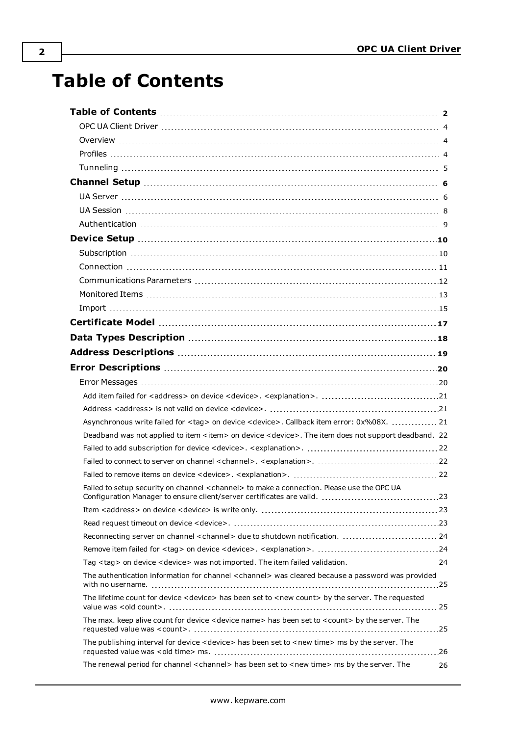# Table of Contents

**Table of Contents** 2

OPC UA Client Driver 4

Overview 4

Profiles 4

Tunneling 5

**Channel Setup** 6

UA Server 6

UA Session 8

Authentication 9

**Device Setup** 10

Subscription 10

Connection 11

Communications Parameters 12

Monitored Items 13

Import 15

**Certificate Model** 17

**Data Types Description** 18

**Address Descriptions** 19

**Error Descriptions** 20

Error Messages 20

Add item failed for <address> on device <device>. <explanation>. 21

Address <address> is not valid on device <device>. 21

Asynchronous write failed for <tag> on device <device>. Callback item error: 0x%08X. 21

Deadband was not applied to item <item> on device <device>. The item does not support deadband. 22

Failed to add subscription for device <device>. <explanation>. 22

Failed to connect to server on channel <channel>. <explanation>. 22

Failed to remove items on device <device>. <explanation>. 22

Failed to setup security on channel <channel> to make a connection. Please use the OPC UA Configuration Manager to ensure client/server certificates are valid. 23

Item <address> on device <device> is write only. 23

Read request timeout on device <device>. 23

Reconnecting server on channel <channel> due to shutdown notification. 24

Remove item failed for <tag> on device <device>. <explanation>. 24

Tag <tag> on device <device> was not imported. The item failed validation. 24

The authentication information for channel <channel> was cleared because a password was provided with no username. 25

The lifetime count for device <device> has been set to <new count> by the server. The requested value was <old count>. 25

The max. keep alive count for device <device name> has been set to <count> by the server. The requested value was <count>. 25

The publishing interval for device <device> has been set to <new time> ms by the server. The requested value was <old time> ms. 26

The renewal period for channel <channel> has been set to <new time> ms by the server. The 26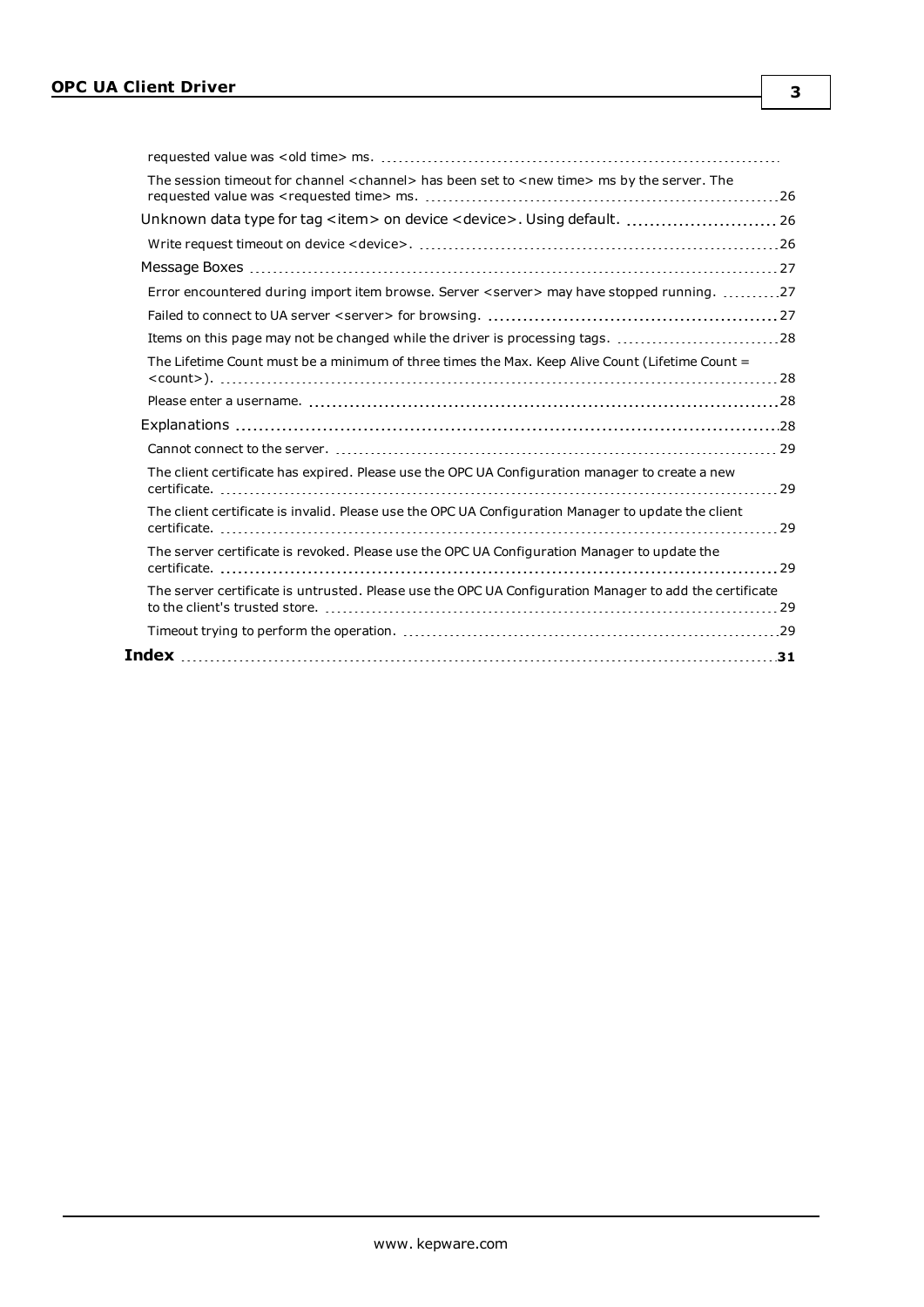requested value was <old time> ms.

The session timeout for channel <channel> has been set to <new time> ms by the server. The requested value was <requested time> ms. 26

Unknown data type for tag <item> on device <device>. Using default. 26

Write request timeout on device <device>. 26

Message Boxes 27

Error encountered during import item browse. Server <server> may have stopped running. 27

Failed to connect to UA server <server> for browsing. 27

Items on this page may not be changed while the driver is processing tags. 28

The Lifetime Count must be a minimum of three times the Max. Keep Alive Count (Lifetime Count = <count>). 28

Please enter a username. 28

Explanations 28

Cannot connect to the server. 29

The client certificate has expired. Please use the OPC UA Configuration manager to create a new certificate. 29

The client certificate is invalid. Please use the OPC UA Configuration Manager to update the client certificate. 29

The server certificate is revoked. Please use the OPC UA Configuration Manager to update the certificate. 29

The server certificate is untrusted. Please use the OPC UA Configuration Manager to add the certificate to the client's trusted store. 29

Timeout trying to perform the operation. 29

**Index** 31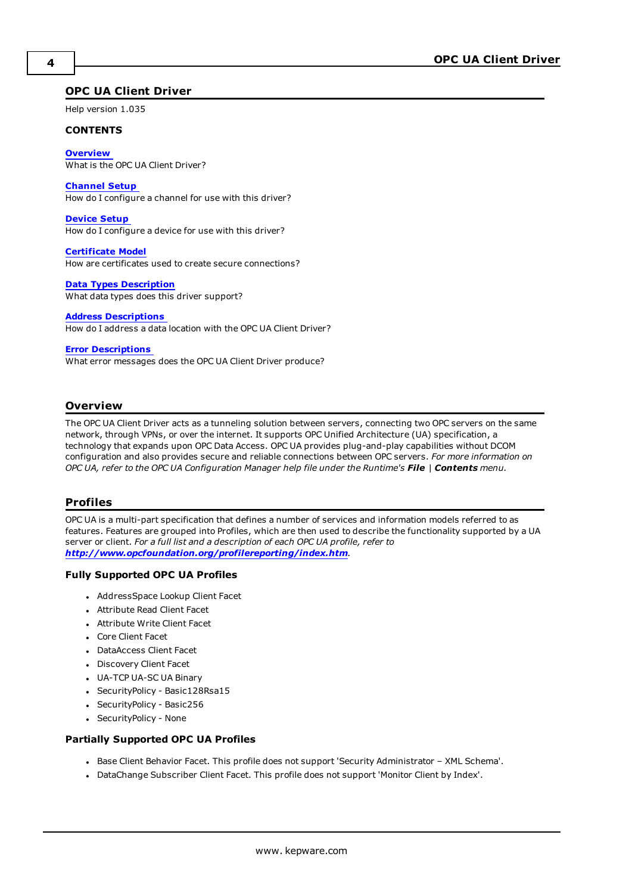# OPC UA Client Driver

Help version 1.035

**CONTENTS**

**Overview**
What is the OPC UA Client Driver?

**Channel Setup**
How do I configure a channel for use with this driver?

**Device Setup**
How do I configure a device for use with this driver?

**Certificate Model**
How are certificates used to create secure connections?

**Data Types Description**
What data types does this driver support?

**Address Descriptions**
How do I address a data location with the OPC UA Client Driver?

**Error Descriptions**
What error messages does the OPC UA Client Driver produce?

## Overview

The OPC UA Client Driver acts as a tunneling solution between servers, connecting two OPC servers on the same network, through VPNs, or over the internet. It supports OPC Unified Architecture (UA) specification, a technology that expands upon OPC Data Access. OPC UA provides plug-and-play capabilities without DCOM configuration and also provides secure and reliable connections between OPC servers. *For more information on OPC UA, refer to the OPC UA Configuration Manager help file under the Runtime's **File** | **Contents** menu.*

## Profiles

OPC UA is a multi-part specification that defines a number of services and information models referred to as features. Features are grouped into Profiles, which are then used to describe the functionality supported by a UA server or client. *For a full list and a description of each OPC UA profile, refer to **http://www.opcfoundation.org/profilereporting/index.htm**.*

### Fully Supported OPC UA Profiles

- AddressSpace Lookup Client Facet
- Attribute Read Client Facet
- Attribute Write Client Facet
- Core Client Facet
- DataAccess Client Facet
- Discovery Client Facet
- UA-TCP UA-SC UA Binary
- SecurityPolicy - Basic128Rsa15
- SecurityPolicy - Basic256
- SecurityPolicy - None

### Partially Supported OPC UA Profiles

- Base Client Behavior Facet. This profile does not support 'Security Administrator – XML Schema'.
- DataChange Subscriber Client Facet. This profile does not support 'Monitor Client by Index'.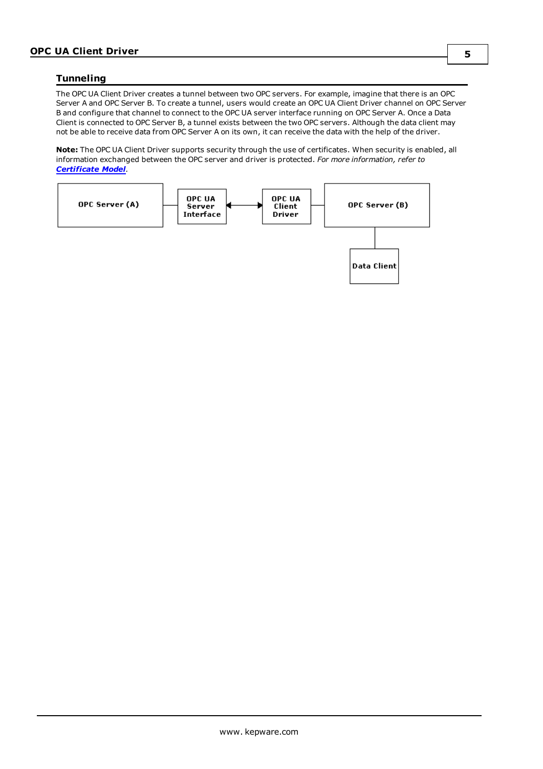## Tunneling

The OPC UA Client Driver creates a tunnel between two OPC servers. For example, imagine that there is an OPC Server A and OPC Server B. To create a tunnel, users would create an OPC UA Client Driver channel on OPC Server B and configure that channel to connect to the OPC UA server interface running on OPC Server A. Once a Data Client is connected to OPC Server B, a tunnel exists between the two OPC servers. Although the data client may not be able to receive data from OPC Server A on its own, it can receive the data with the help of the driver.

**Note:** The OPC UA Client Driver supports security through the use of certificates. When security is enabled, all information exchanged between the OPC server and driver is protected. *For more information, refer to* ***Certificate Model***.

OPC Server (A) — OPC UA Server Interface ↔ OPC UA Client Driver — OPC Server (B) — Data Client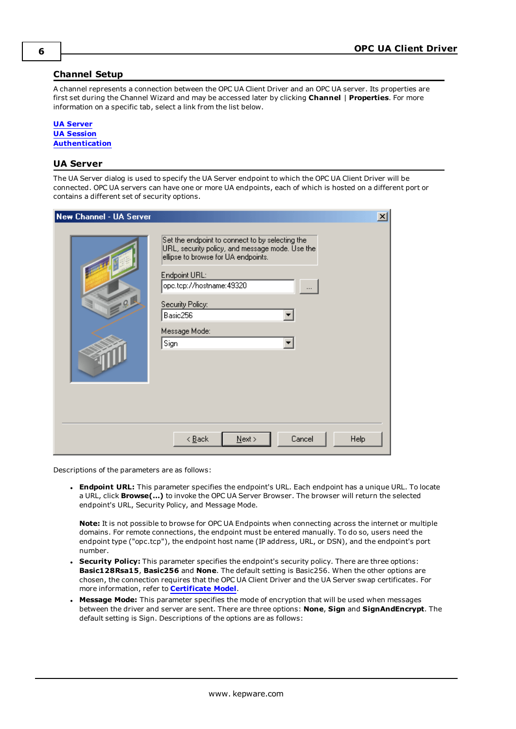## Channel Setup

A channel represents a connection between the OPC UA Client Driver and an OPC UA server. Its properties are first set during the Channel Wizard and may be accessed later by clicking **Channel** | **Properties**. For more information on a specific tab, select a link from the list below.

**UA Server**
**UA Session**
**Authentication**

## UA Server

The UA Server dialog is used to specify the UA Server endpoint to which the OPC UA Client Driver will be connected. OPC UA servers can have one or more UA endpoints, each of which is hosted on a different port or contains a different set of security options.

Descriptions of the parameters are as follows:

- **Endpoint URL:** This parameter specifies the endpoint's URL. Each endpoint has a unique URL. To locate a URL, click **Browse(...)** to invoke the OPC UA Server Browser. The browser will return the selected endpoint's URL, Security Policy, and Message Mode.

  **Note:** It is not possible to browse for OPC UA Endpoints when connecting across the internet or multiple domains. For remote connections, the endpoint must be entered manually. To do so, users need the endpoint type ("opc.tcp"), the endpoint host name (IP address, URL, or DSN), and the endpoint's port number.
- **Security Policy:** This parameter specifies the endpoint's security policy. There are three options: **Basic128Rsa15**, **Basic256** and **None**. The default setting is Basic256. When the other options are chosen, the connection requires that the OPC UA Client Driver and the UA Server swap certificates. For more information, refer to **Certificate Model**.
- **Message Mode:** This parameter specifies the mode of encryption that will be used when messages between the driver and server are sent. There are three options: **None**, **Sign** and **SignAndEncrypt**. The default setting is Sign. Descriptions of the options are as follows: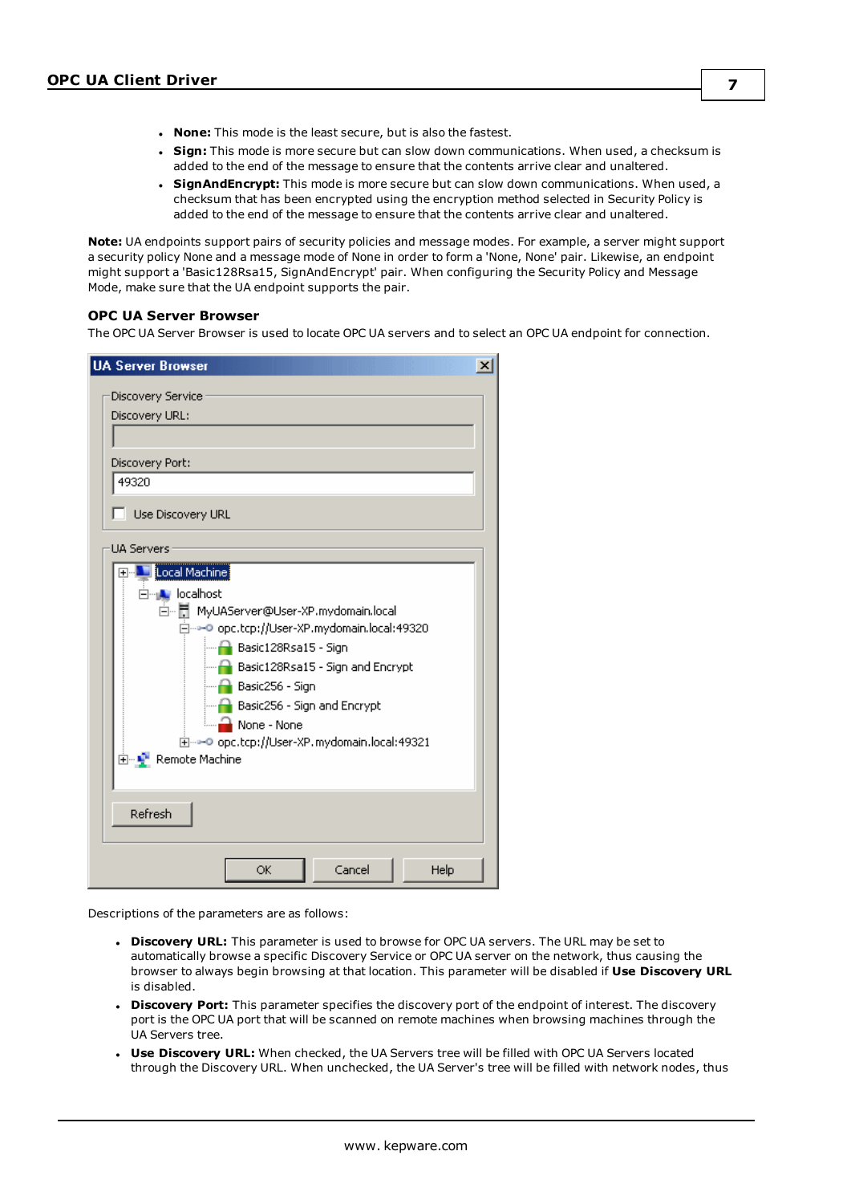- **None:** This mode is the least secure, but is also the fastest.
- **Sign:** This mode is more secure but can slow down communications. When used, a checksum is added to the end of the message to ensure that the contents arrive clear and unaltered.
- **SignAndEncrypt:** This mode is more secure but can slow down communications. When used, a checksum that has been encrypted using the encryption method selected in Security Policy is added to the end of the message to ensure that the contents arrive clear and unaltered.

**Note:** UA endpoints support pairs of security policies and message modes. For example, a server might support a security policy None and a message mode of None in order to form a 'None, None' pair. Likewise, an endpoint might support a 'Basic128Rsa15, SignAndEncrypt' pair. When configuring the Security Policy and Message Mode, make sure that the UA endpoint supports the pair.

### OPC UA Server Browser

The OPC UA Server Browser is used to locate OPC UA servers and to select an OPC UA endpoint for connection.

Descriptions of the parameters are as follows:

- **Discovery URL:** This parameter is used to browse for OPC UA servers. The URL may be set to automatically browse a specific Discovery Service or OPC UA server on the network, thus causing the browser to always begin browsing at that location. This parameter will be disabled if **Use Discovery URL** is disabled.
- **Discovery Port:** This parameter specifies the discovery port of the endpoint of interest. The discovery port is the OPC UA port that will be scanned on remote machines when browsing machines through the UA Servers tree.
- **Use Discovery URL:** When checked, the UA Servers tree will be filled with OPC UA Servers located through the Discovery URL. When unchecked, the UA Server's tree will be filled with network nodes, thus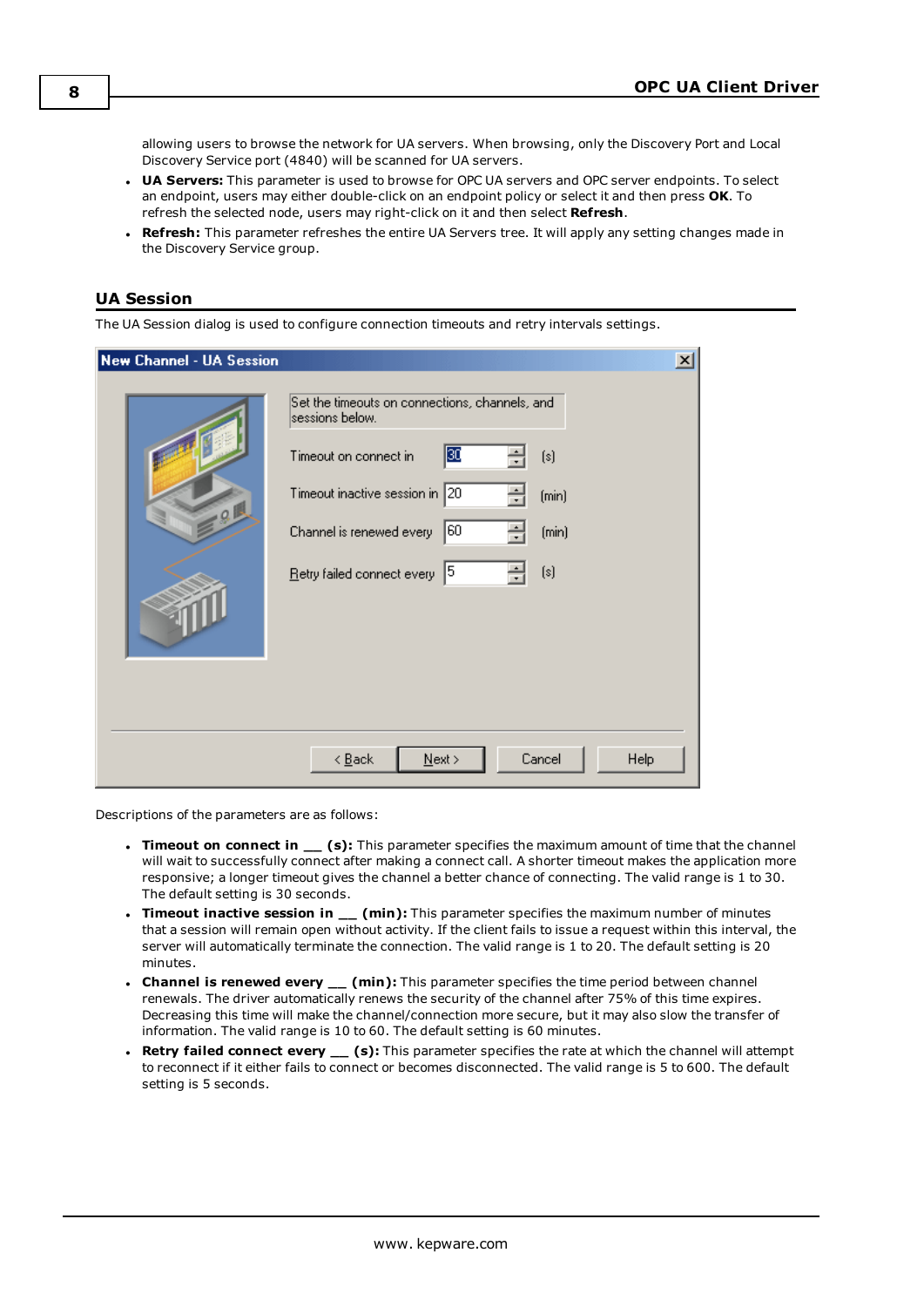allowing users to browse the network for UA servers. When browsing, only the Discovery Port and Local Discovery Service port (4840) will be scanned for UA servers.

- **UA Servers:** This parameter is used to browse for OPC UA servers and OPC server endpoints. To select an endpoint, users may either double-click on an endpoint policy or select it and then press **OK**. To refresh the selected node, users may right-click on it and then select **Refresh**.
- **Refresh:** This parameter refreshes the entire UA Servers tree. It will apply any setting changes made in the Discovery Service group.

## UA Session

The UA Session dialog is used to configure connection timeouts and retry intervals settings.

Descriptions of the parameters are as follows:

- **Timeout on connect in __ (s):** This parameter specifies the maximum amount of time that the channel will wait to successfully connect after making a connect call. A shorter timeout makes the application more responsive; a longer timeout gives the channel a better chance of connecting. The valid range is 1 to 30. The default setting is 30 seconds.
- **Timeout inactive session in __ (min):** This parameter specifies the maximum number of minutes that a session will remain open without activity. If the client fails to issue a request within this interval, the server will automatically terminate the connection. The valid range is 1 to 20. The default setting is 20 minutes.
- **Channel is renewed every __ (min):** This parameter specifies the time period between channel renewals. The driver automatically renews the security of the channel after 75% of this time expires. Decreasing this time will make the channel/connection more secure, but it may also slow the transfer of information. The valid range is 10 to 60. The default setting is 60 minutes.
- **Retry failed connect every __ (s):** This parameter specifies the rate at which the channel will attempt to reconnect if it either fails to connect or becomes disconnected. The valid range is 5 to 600. The default setting is 5 seconds.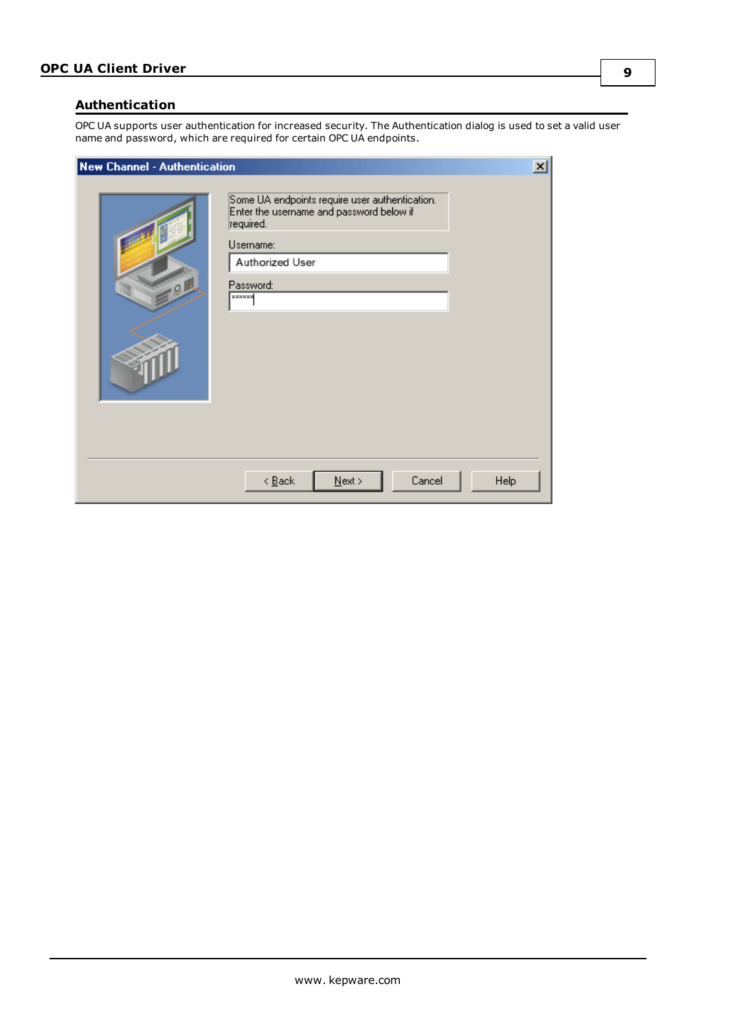## Authentication

OPC UA supports user authentication for increased security. The Authentication dialog is used to set a valid user name and password, which are required for certain OPC UA endpoints.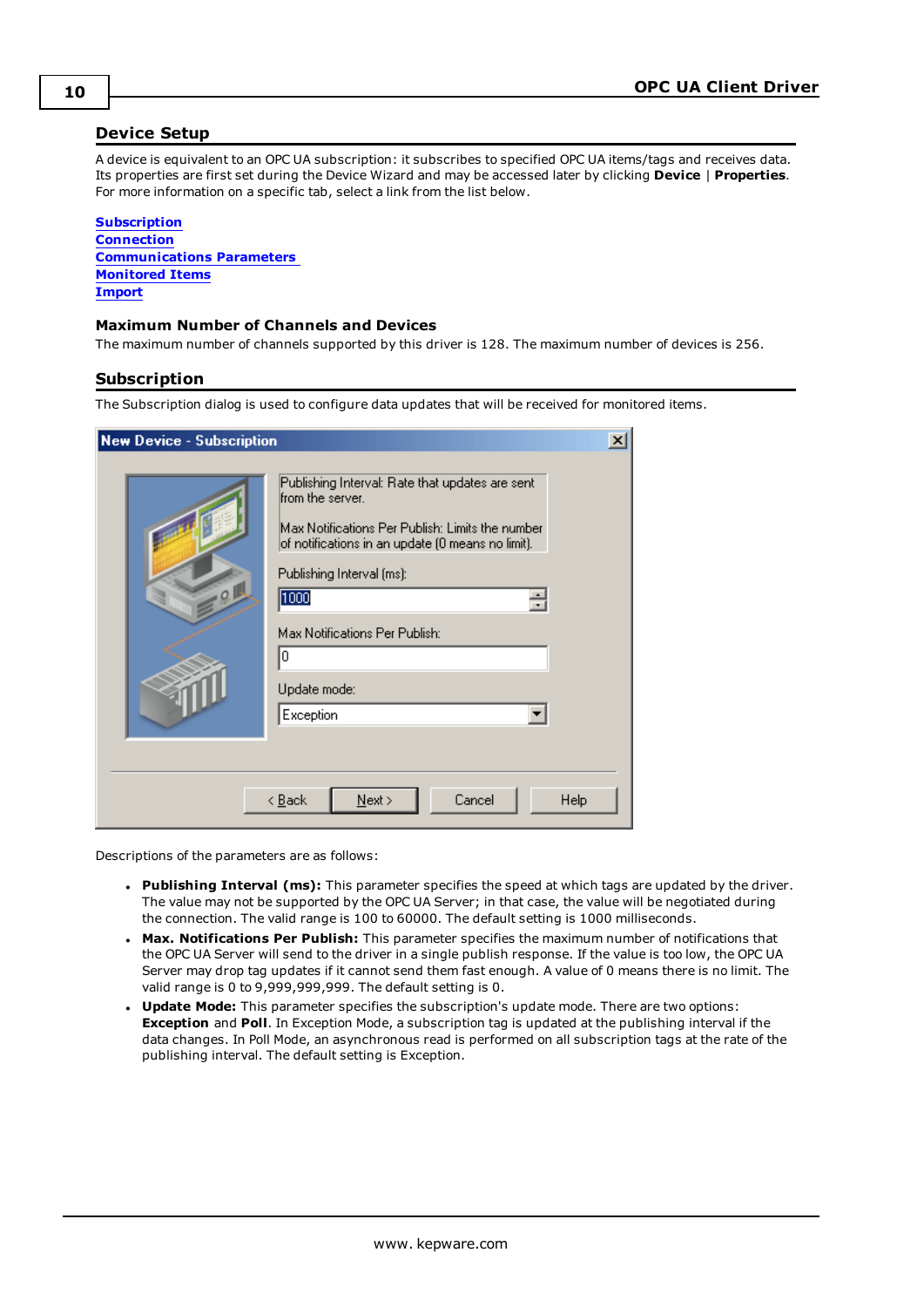## Device Setup

A device is equivalent to an OPC UA subscription: it subscribes to specified OPC UA items/tags and receives data. Its properties are first set during the Device Wizard and may be accessed later by clicking **Device** | **Properties**. For more information on a specific tab, select a link from the list below.

Subscription
Connection
Communications Parameters
Monitored Items
Import

### Maximum Number of Channels and Devices

The maximum number of channels supported by this driver is 128. The maximum number of devices is 256.

## Subscription

The Subscription dialog is used to configure data updates that will be received for monitored items.

Descriptions of the parameters are as follows:

- **Publishing Interval (ms):** This parameter specifies the speed at which tags are updated by the driver. The value may not be supported by the OPC UA Server; in that case, the value will be negotiated during the connection. The valid range is 100 to 60000. The default setting is 1000 milliseconds.
- **Max. Notifications Per Publish:** This parameter specifies the maximum number of notifications that the OPC UA Server will send to the driver in a single publish response. If the value is too low, the OPC UA Server may drop tag updates if it cannot send them fast enough. A value of 0 means there is no limit. The valid range is 0 to 9,999,999,999. The default setting is 0.
- **Update Mode:** This parameter specifies the subscription's update mode. There are two options: **Exception** and **Poll**. In Exception Mode, a subscription tag is updated at the publishing interval if the data changes. In Poll Mode, an asynchronous read is performed on all subscription tags at the rate of the publishing interval. The default setting is Exception.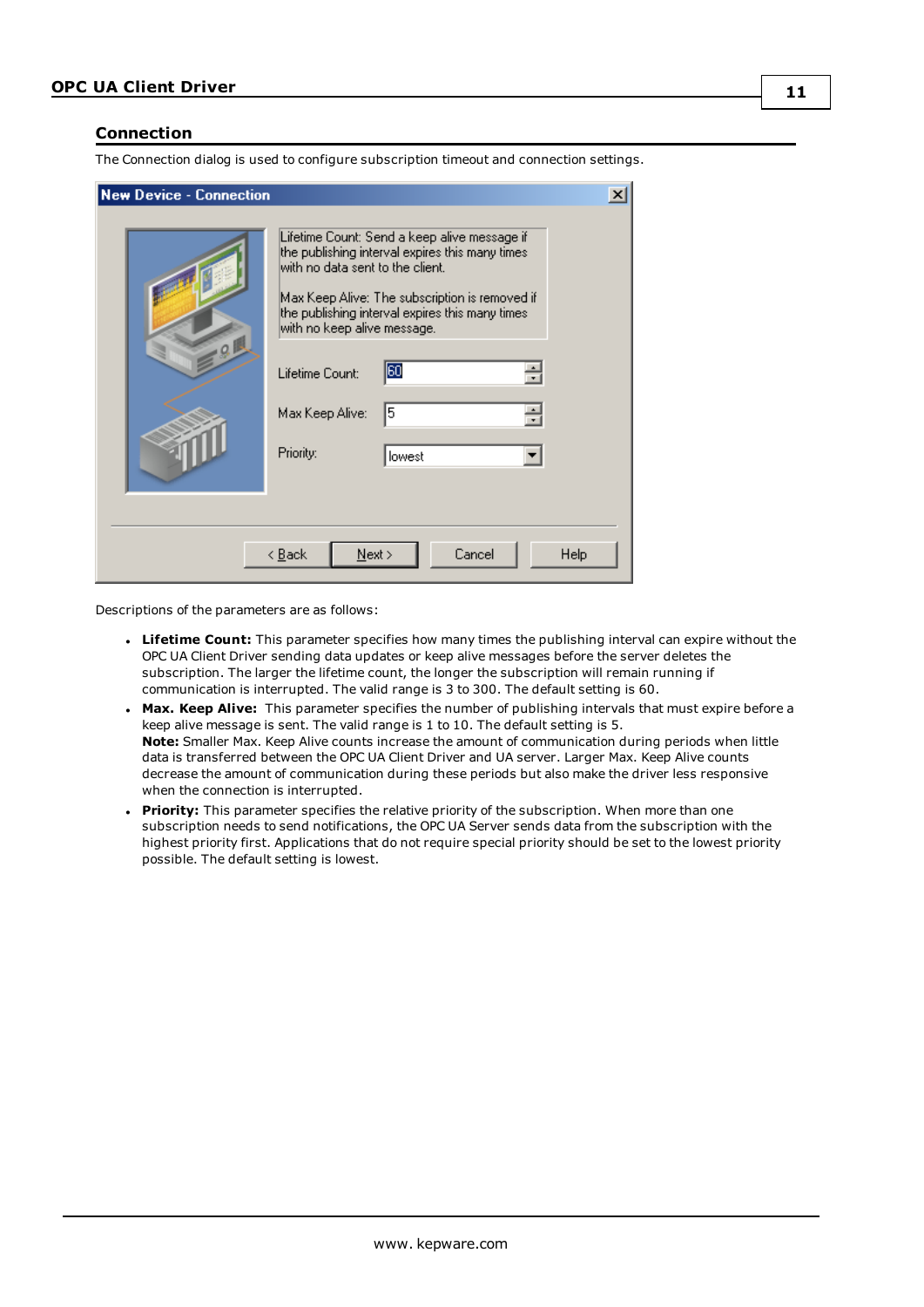## Connection

The Connection dialog is used to configure subscription timeout and connection settings.

Descriptions of the parameters are as follows:

- **Lifetime Count:** This parameter specifies how many times the publishing interval can expire without the OPC UA Client Driver sending data updates or keep alive messages before the server deletes the subscription. The larger the lifetime count, the longer the subscription will remain running if communication is interrupted. The valid range is 3 to 300. The default setting is 60.
- **Max. Keep Alive:** This parameter specifies the number of publishing intervals that must expire before a keep alive message is sent. The valid range is 1 to 10. The default setting is 5.
  **Note:** Smaller Max. Keep Alive counts increase the amount of communication during periods when little data is transferred between the OPC UA Client Driver and UA server. Larger Max. Keep Alive counts decrease the amount of communication during these periods but also make the driver less responsive when the connection is interrupted.
- **Priority:** This parameter specifies the relative priority of the subscription. When more than one subscription needs to send notifications, the OPC UA Server sends data from the subscription with the highest priority first. Applications that do not require special priority should be set to the lowest priority possible. The default setting is lowest.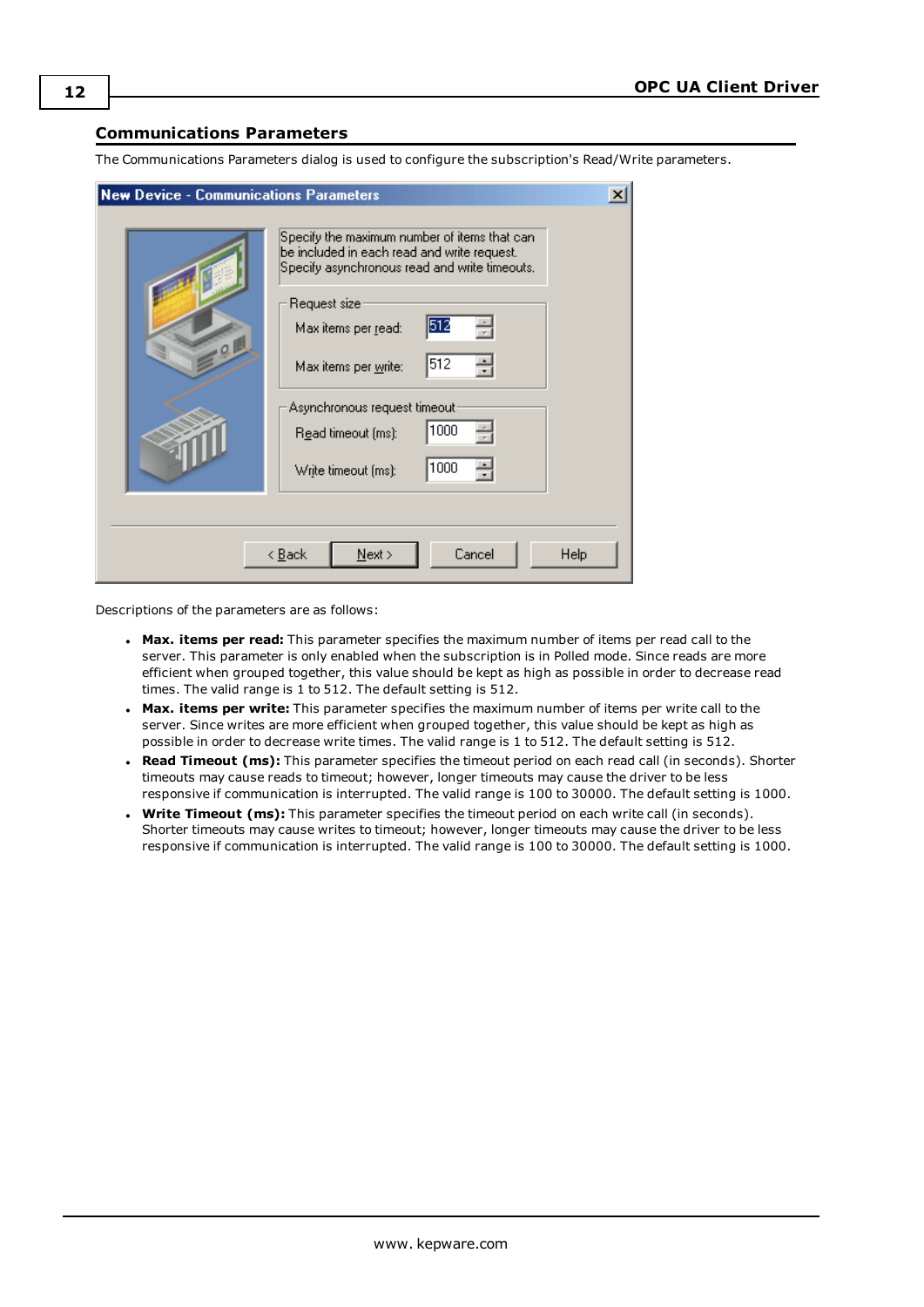## Communications Parameters

The Communications Parameters dialog is used to configure the subscription's Read/Write parameters.

Descriptions of the parameters are as follows:

- **Max. items per read:** This parameter specifies the maximum number of items per read call to the server. This parameter is only enabled when the subscription is in Polled mode. Since reads are more efficient when grouped together, this value should be kept as high as possible in order to decrease read times. The valid range is 1 to 512. The default setting is 512.
- **Max. items per write:** This parameter specifies the maximum number of items per write call to the server. Since writes are more efficient when grouped together, this value should be kept as high as possible in order to decrease write times. The valid range is 1 to 512. The default setting is 512.
- **Read Timeout (ms):** This parameter specifies the timeout period on each read call (in seconds). Shorter timeouts may cause reads to timeout; however, longer timeouts may cause the driver to be less responsive if communication is interrupted. The valid range is 100 to 30000. The default setting is 1000.
- **Write Timeout (ms):** This parameter specifies the timeout period on each write call (in seconds). Shorter timeouts may cause writes to timeout; however, longer timeouts may cause the driver to be less responsive if communication is interrupted. The valid range is 100 to 30000. The default setting is 1000.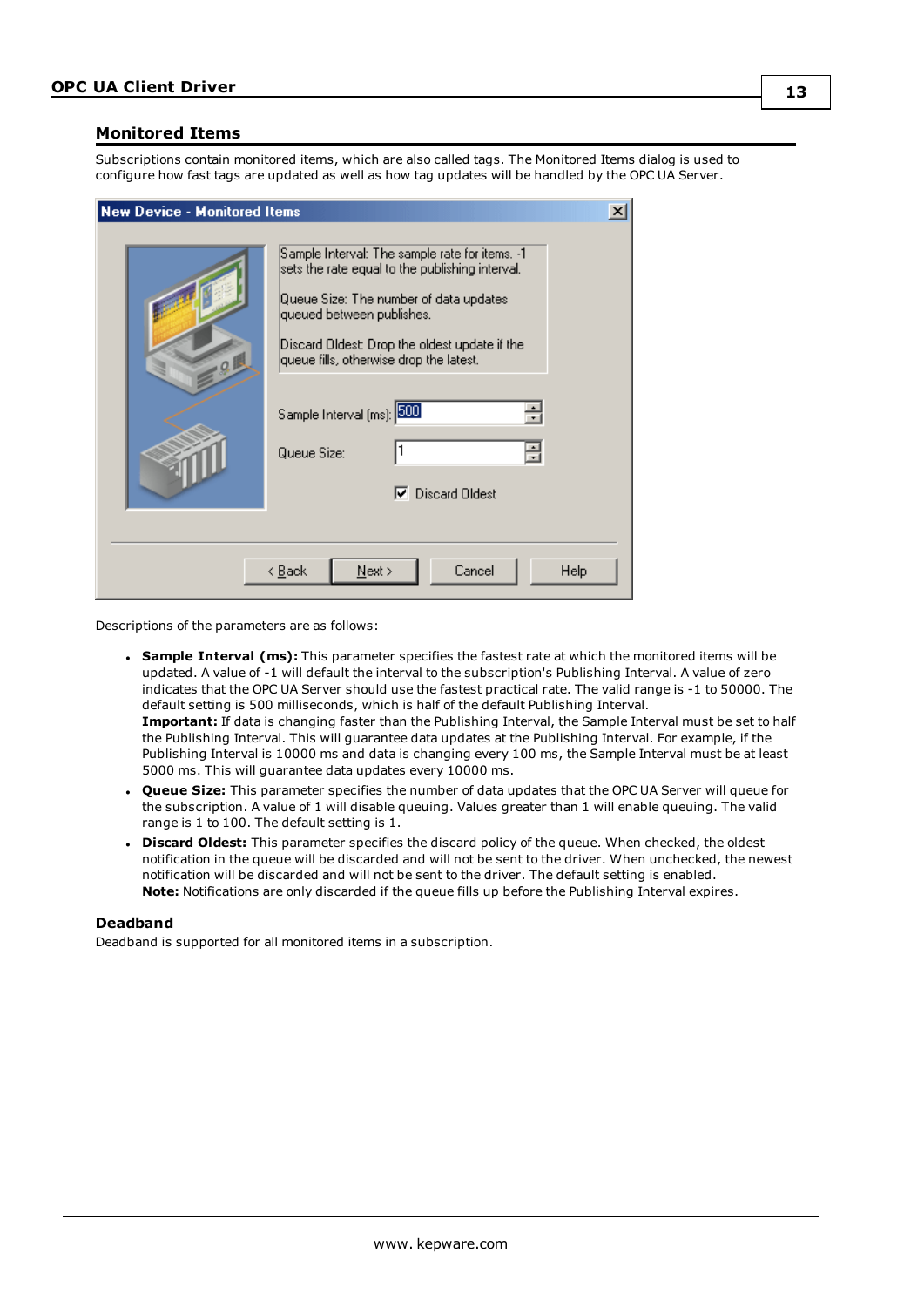## Monitored Items

Subscriptions contain monitored items, which are also called tags. The Monitored Items dialog is used to configure how fast tags are updated as well as how tag updates will be handled by the OPC UA Server.

Descriptions of the parameters are as follows:

- **Sample Interval (ms):** This parameter specifies the fastest rate at which the monitored items will be updated. A value of -1 will default the interval to the subscription's Publishing Interval. A value of zero indicates that the OPC UA Server should use the fastest practical rate. The valid range is -1 to 50000. The default setting is 500 milliseconds, which is half of the default Publishing Interval.
  **Important:** If data is changing faster than the Publishing Interval, the Sample Interval must be set to half the Publishing Interval. This will guarantee data updates at the Publishing Interval. For example, if the Publishing Interval is 10000 ms and data is changing every 100 ms, the Sample Interval must be at least 5000 ms. This will guarantee data updates every 10000 ms.
- **Queue Size:** This parameter specifies the number of data updates that the OPC UA Server will queue for the subscription. A value of 1 will disable queuing. Values greater than 1 will enable queuing. The valid range is 1 to 100. The default setting is 1.
- **Discard Oldest:** This parameter specifies the discard policy of the queue. When checked, the oldest notification in the queue will be discarded and will not be sent to the driver. When unchecked, the newest notification will be discarded and will not be sent to the driver. The default setting is enabled.
  **Note:** Notifications are only discarded if the queue fills up before the Publishing Interval expires.

### Deadband

Deadband is supported for all monitored items in a subscription.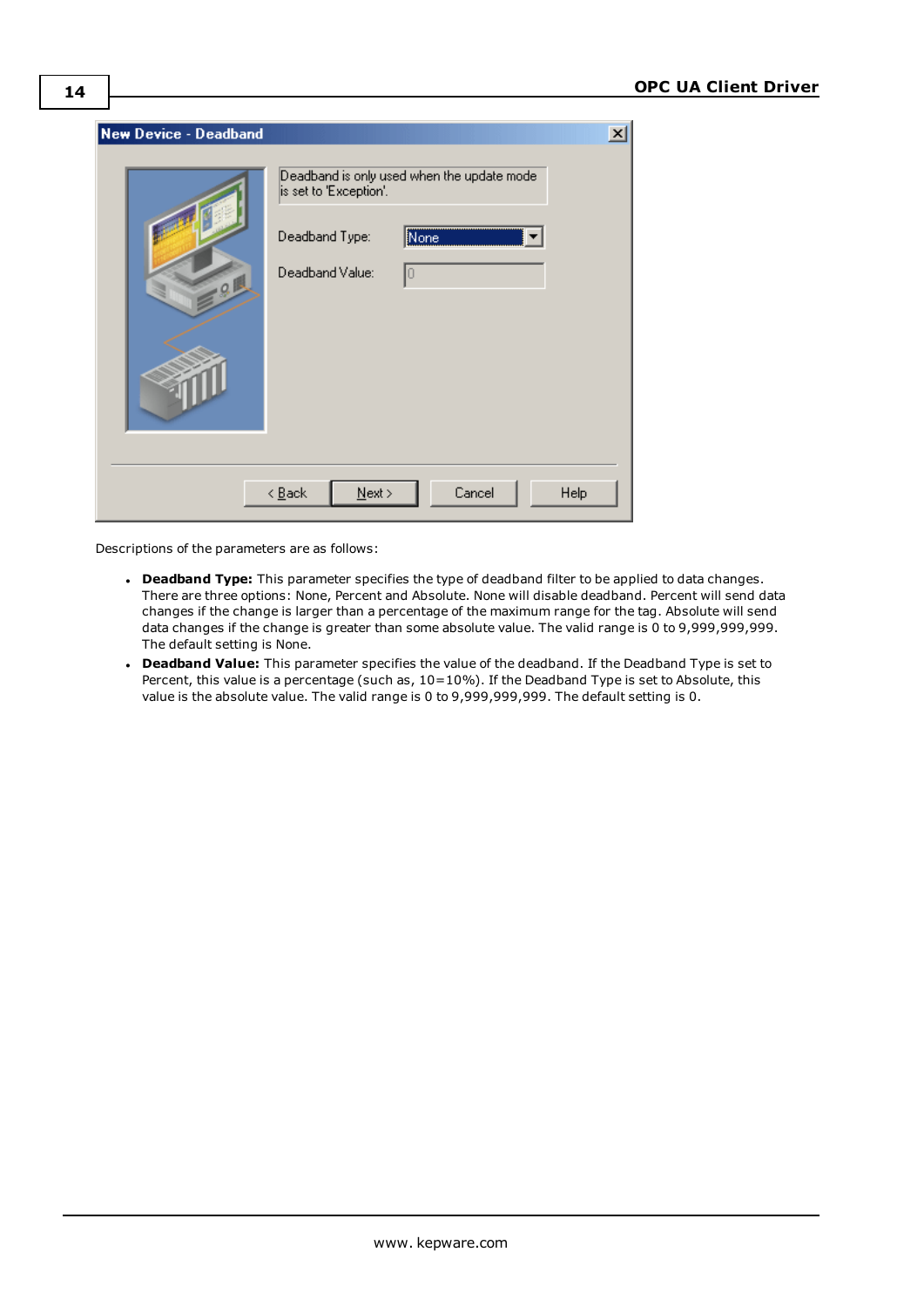Descriptions of the parameters are as follows:

- **Deadband Type:** This parameter specifies the type of deadband filter to be applied to data changes. There are three options: None, Percent and Absolute. None will disable deadband. Percent will send data changes if the change is larger than a percentage of the maximum range for the tag. Absolute will send data changes if the change is greater than some absolute value. The valid range is 0 to 9,999,999,999. The default setting is None.
- **Deadband Value:** This parameter specifies the value of the deadband. If the Deadband Type is set to Percent, this value is a percentage (such as, 10=10%). If the Deadband Type is set to Absolute, this value is the absolute value. The valid range is 0 to 9,999,999,999. The default setting is 0.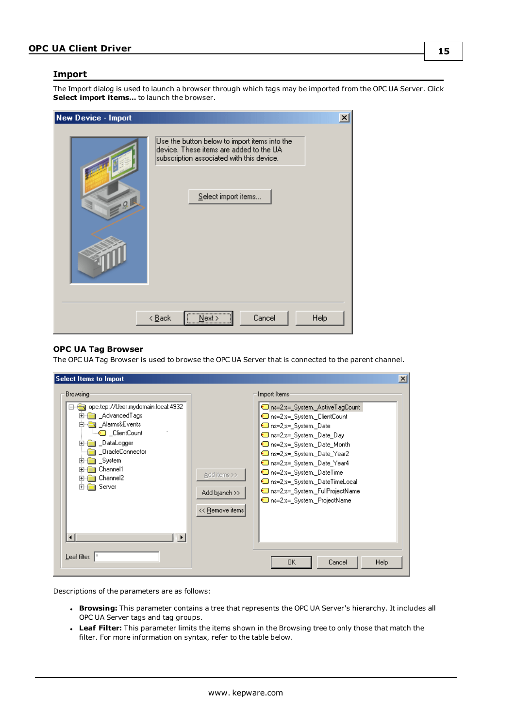## Import

The Import dialog is used to launch a browser through which tags may be imported from the OPC UA Server. Click **Select import items...** to launch the browser.

### OPC UA Tag Browser

The OPC UA Tag Browser is used to browse the OPC UA Server that is connected to the parent channel.

Descriptions of the parameters are as follows:

- **Browsing:** This parameter contains a tree that represents the OPC UA Server's hierarchy. It includes all OPC UA Server tags and tag groups.
- **Leaf Filter:** This parameter limits the items shown in the Browsing tree to only those that match the filter. For more information on syntax, refer to the table below.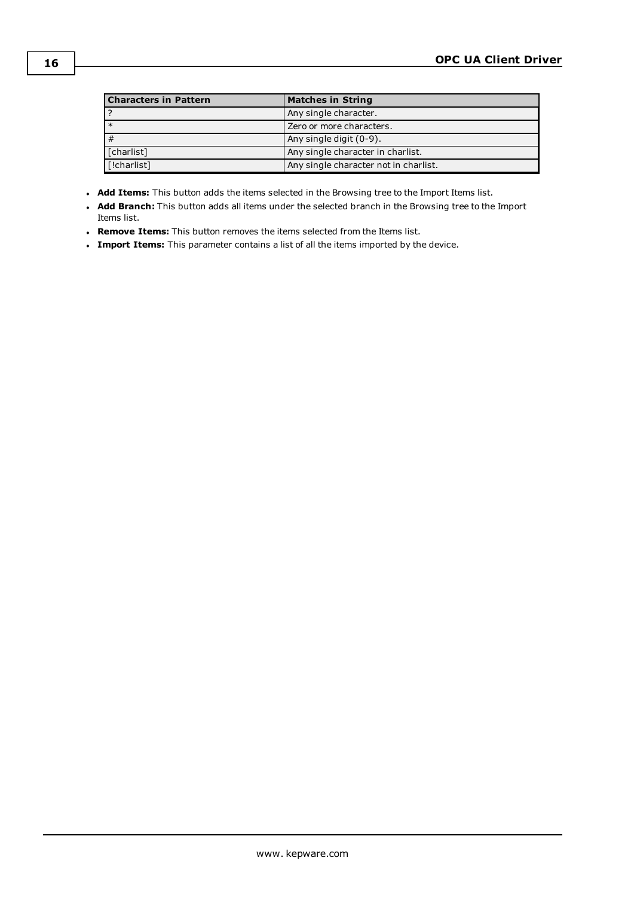| Characters in Pattern | Matches in String |
| --- | --- |
| ? | Any single character. |
| * | Zero or more characters. |
| # | Any single digit (0-9). |
| [charlist] | Any single character in charlist. |
| [!charlist] | Any single character not in charlist. |

- **Add Items:** This button adds the items selected in the Browsing tree to the Import Items list.
- **Add Branch:** This button adds all items under the selected branch in the Browsing tree to the Import Items list.
- **Remove Items:** This button removes the items selected from the Items list.
- **Import Items:** This parameter contains a list of all the items imported by the device.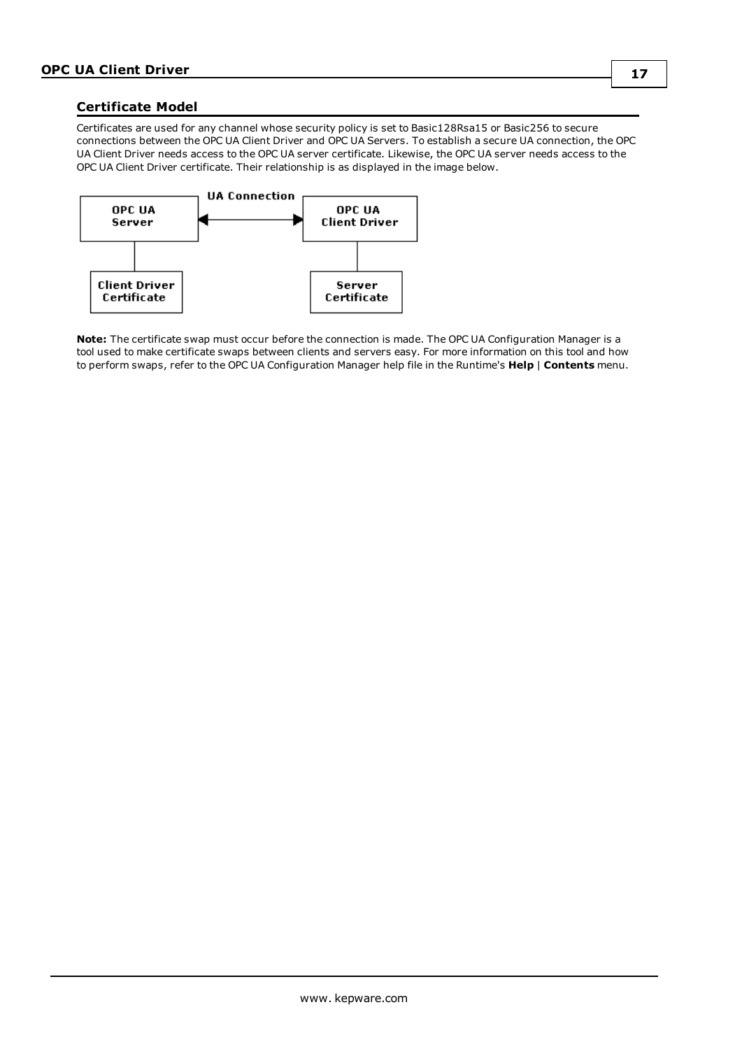## Certificate Model

Certificates are used for any channel whose security policy is set to Basic128Rsa15 or Basic256 to secure connections between the OPC UA Client Driver and OPC UA Servers. To establish a secure UA connection, the OPC UA Client Driver needs access to the OPC UA server certificate. Likewise, the OPC UA server needs access to the OPC UA Client Driver certificate. Their relationship is as displayed in the image below.

**Note:** The certificate swap must occur before the connection is made. The OPC UA Configuration Manager is a tool used to make certificate swaps between clients and servers easy. For more information on this tool and how to perform swaps, refer to the OPC UA Configuration Manager help file in the Runtime's **Help** | **Contents** menu.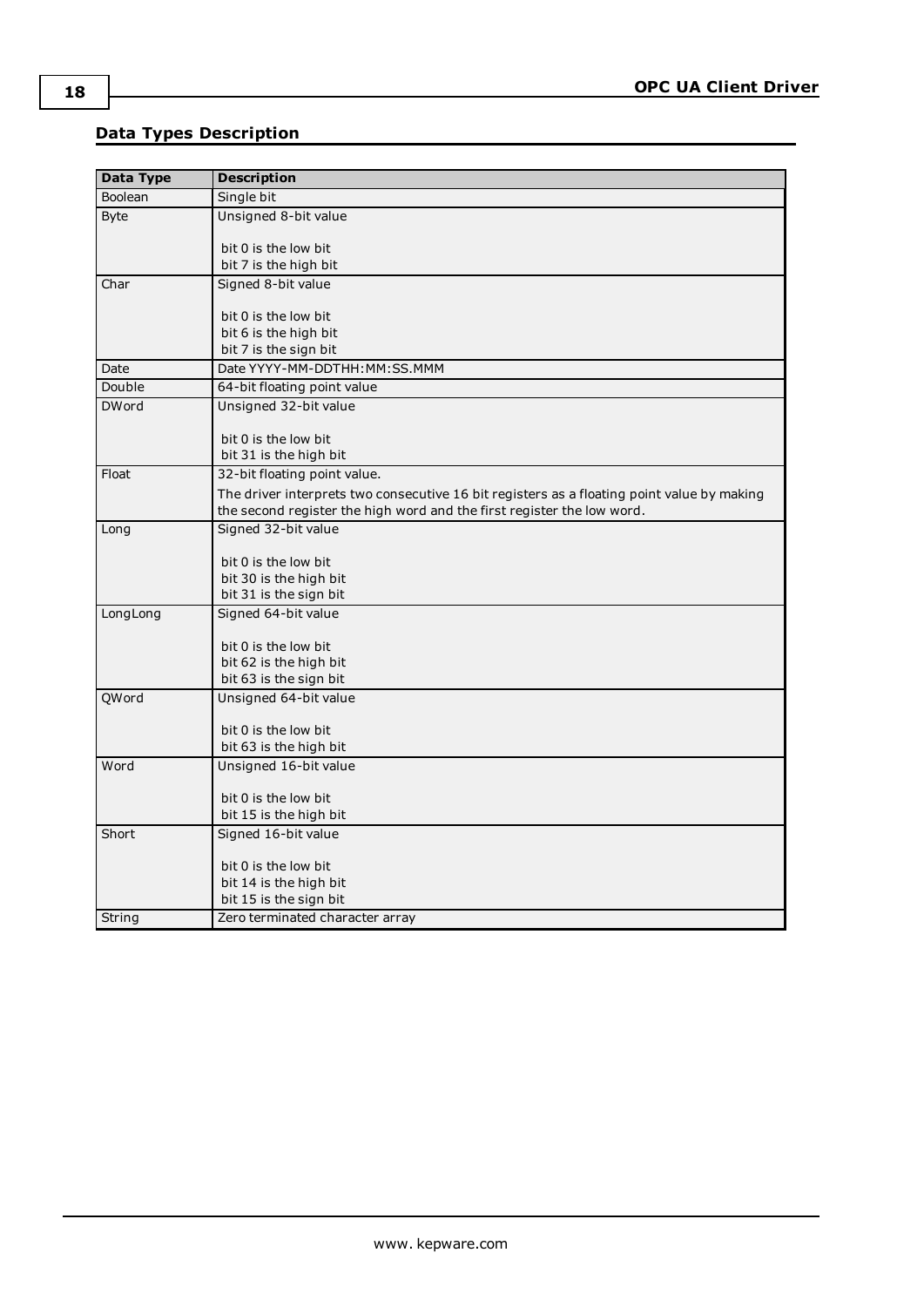## Data Types Description

| Data Type | Description |
| --- | --- |
| Boolean | Single bit |
| Byte | Unsigned 8-bit value<br><br>bit 0 is the low bit<br>bit 7 is the high bit |
| Char | Signed 8-bit value<br><br>bit 0 is the low bit<br>bit 6 is the high bit<br>bit 7 is the sign bit |
| Date | Date YYYY-MM-DDTHH:MM:SS.MMM |
| Double | 64-bit floating point value |
| DWord | Unsigned 32-bit value<br><br>bit 0 is the low bit<br>bit 31 is the high bit |
| Float | 32-bit floating point value.<br><br>The driver interprets two consecutive 16 bit registers as a floating point value by making the second register the high word and the first register the low word. |
| Long | Signed 32-bit value<br><br>bit 0 is the low bit<br>bit 30 is the high bit<br>bit 31 is the sign bit |
| LongLong | Signed 64-bit value<br><br>bit 0 is the low bit<br>bit 62 is the high bit<br>bit 63 is the sign bit |
| QWord | Unsigned 64-bit value<br><br>bit 0 is the low bit<br>bit 63 is the high bit |
| Word | Unsigned 16-bit value<br><br>bit 0 is the low bit<br>bit 15 is the high bit |
| Short | Signed 16-bit value<br><br>bit 0 is the low bit<br>bit 14 is the high bit<br>bit 15 is the sign bit |
| String | Zero terminated character array |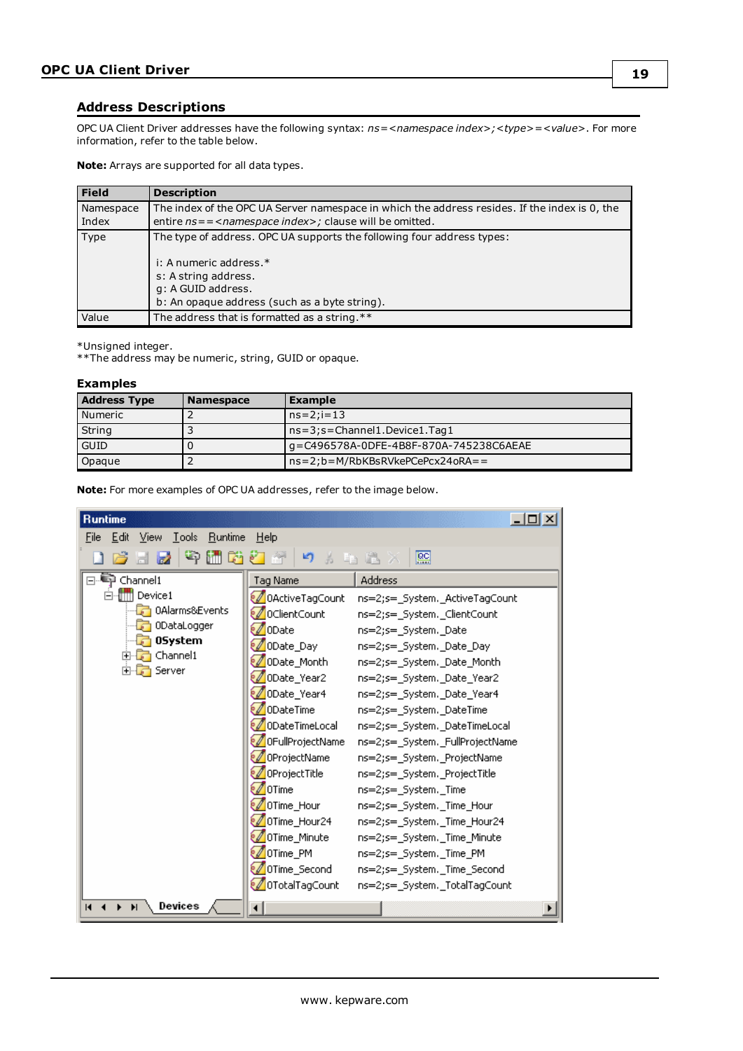## Address Descriptions

OPC UA Client Driver addresses have the following syntax: *ns=<namespace index>;<type>=<value>*. For more information, refer to the table below.

**Note:** Arrays are supported for all data types.

| Field | Description |
| --- | --- |
| Namespace Index | The index of the OPC UA Server namespace in which the address resides. If the index is 0, the entire *ns=<namespace index>;* clause will be omitted. |
| Type | The type of address. OPC UA supports the following four address types:<br><br>i: A numeric address.*<br>s: A string address.<br>g: A GUID address.<br>b: An opaque address (such as a byte string). |
| Value | The address that is formatted as a string.** |

*Unsigned integer.
**The address may be numeric, string, GUID or opaque.

### Examples

| Address Type | Namespace | Example |
| --- | --- | --- |
| Numeric | 2 | ns=2;i=13 |
| String | 3 | ns=3;s=Channel1.Device1.Tag1 |
| GUID | 0 | g=C496578A-0DFE-4B8F-870A-745238C6AEAE |
| Opaque | 2 | ns=2;b=M/RbKBsRVkePCePcx24oRA== |

**Note:** For more examples of OPC UA addresses, refer to the image below.

| Tag Name | Address |
| --- | --- |
| 0ActiveTagCount | ns=2;s=_System._ActiveTagCount |
| 0ClientCount | ns=2;s=_System._ClientCount |
| 0Date | ns=2;s=_System._Date |
| 0Date_Day | ns=2;s=_System._Date_Day |
| 0Date_Month | ns=2;s=_System._Date_Month |
| 0Date_Year2 | ns=2;s=_System._Date_Year2 |
| 0Date_Year4 | ns=2;s=_System._Date_Year4 |
| 0DateTime | ns=2;s=_System._DateTime |
| 0DateTimeLocal | ns=2;s=_System._DateTimeLocal |
| 0FullProjectName | ns=2;s=_System._FullProjectName |
| 0ProjectName | ns=2;s=_System._ProjectName |
| 0ProjectTitle | ns=2;s=_System._ProjectTitle |
| 0Time | ns=2;s=_System._Time |
| 0Time_Hour | ns=2;s=_System._Time_Hour |
| 0Time_Hour24 | ns=2;s=_System._Time_Hour24 |
| 0Time_Minute | ns=2;s=_System._Time_Minute |
| 0Time_PM | ns=2;s=_System._Time_PM |
| 0Time_Second | ns=2;s=_System._Time_Second |
| 0TotalTagCount | ns=2;s=_System._TotalTagCount |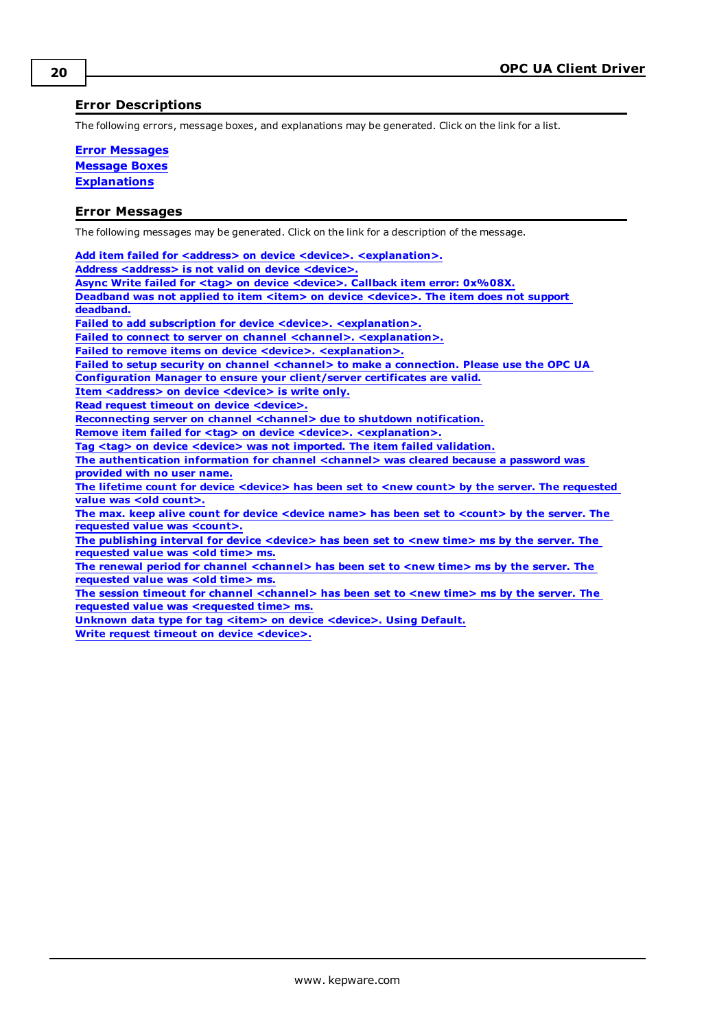## Error Descriptions

The following errors, message boxes, and explanations may be generated. Click on the link for a list.

**Error Messages**
**Message Boxes**
**Explanations**

## Error Messages

The following messages may be generated. Click on the link for a description of the message.

**Add item failed for <address> on device <device>. <explanation>.**
**Address <address> is not valid on device <device>.**
**Async Write failed for <tag> on device <device>. Callback item error: 0x%08X.**
**Deadband was not applied to item <item> on device <device>. The item does not support deadband.**
**Failed to add subscription for device <device>. <explanation>.**
**Failed to connect to server on channel <channel>. <explanation>.**
**Failed to remove items on device <device>. <explanation>.**
**Failed to setup security on channel <channel> to make a connection. Please use the OPC UA Configuration Manager to ensure your client/server certificates are valid.**
**Item <address> on device <device> is write only.**
**Read request timeout on device <device>.**
**Reconnecting server on channel <channel> due to shutdown notification.**
**Remove item failed for <tag> on device <device>. <explanation>.**
**Tag <tag> on device <device> was not imported. The item failed validation.**
**The authentication information for channel <channel> was cleared because a password was provided with no user name.**
**The lifetime count for device <device> has been set to <new count> by the server. The requested value was <old count>.**
**The max. keep alive count for device <device name> has been set to <count> by the server. The requested value was <count>.**
**The publishing interval for device <device> has been set to <new time> ms by the server. The requested value was <old time> ms.**
**The renewal period for channel <channel> has been set to <new time> ms by the server. The requested value was <old time> ms.**
**The session timeout for channel <channel> has been set to <new time> ms by the server. The requested value was <requested time> ms.**
**Unknown data type for tag <item> on device <device>. Using Default.**
**Write request timeout on device <device>.**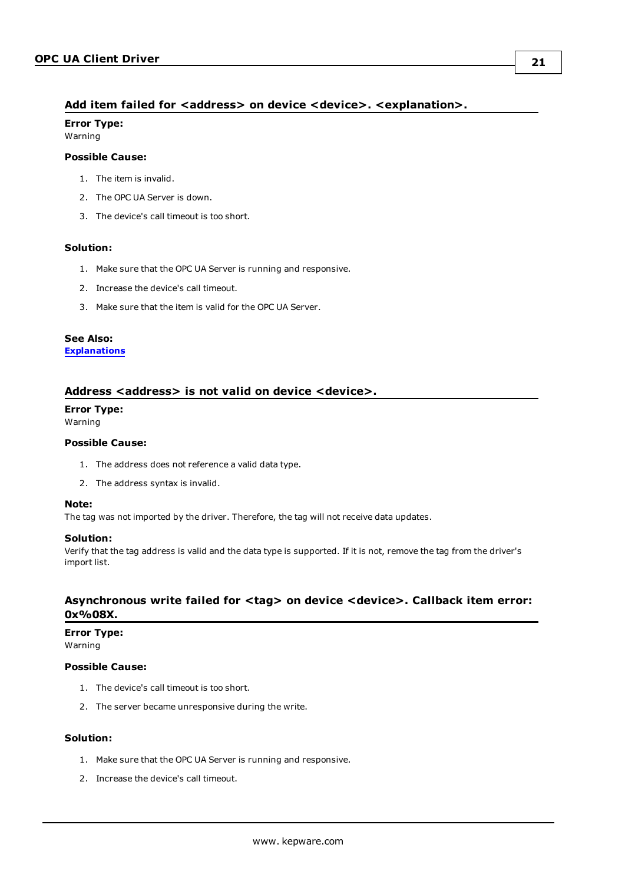### Add item failed for <address> on device <device>. <explanation>.

**Error Type:**
Warning

**Possible Cause:**

1. The item is invalid.
2. The OPC UA Server is down.
3. The device's call timeout is too short.

**Solution:**

1. Make sure that the OPC UA Server is running and responsive.
2. Increase the device's call timeout.
3. Make sure that the item is valid for the OPC UA Server.

**See Also:**
**Explanations**

### Address <address> is not valid on device <device>.

**Error Type:**
Warning

**Possible Cause:**

1. The address does not reference a valid data type.
2. The address syntax is invalid.

**Note:**
The tag was not imported by the driver. Therefore, the tag will not receive data updates.

**Solution:**
Verify that the tag address is valid and the data type is supported. If it is not, remove the tag from the driver's import list.

### Asynchronous write failed for <tag> on device <device>. Callback item error: 0x%08X.

**Error Type:**
Warning

**Possible Cause:**

1. The device's call timeout is too short.
2. The server became unresponsive during the write.

**Solution:**

1. Make sure that the OPC UA Server is running and responsive.
2. Increase the device's call timeout.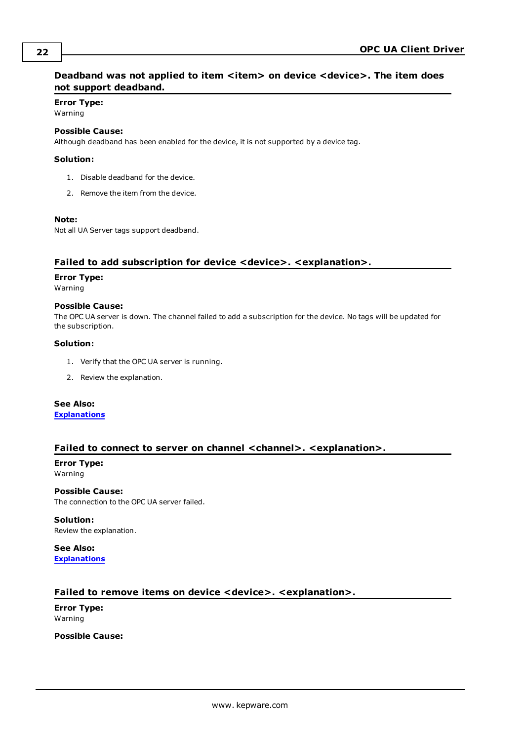### Deadband was not applied to item <item> on device <device>. The item does not support deadband.

**Error Type:**
Warning

**Possible Cause:**
Although deadband has been enabled for the device, it is not supported by a device tag.

**Solution:**

1. Disable deadband for the device.
2. Remove the item from the device.

**Note:**
Not all UA Server tags support deadband.

### Failed to add subscription for device <device>. <explanation>.

**Error Type:**
Warning

**Possible Cause:**
The OPC UA server is down. The channel failed to add a subscription for the device. No tags will be updated for the subscription.

**Solution:**

1. Verify that the OPC UA server is running.
2. Review the explanation.

**See Also:**
**Explanations**

### Failed to connect to server on channel <channel>. <explanation>.

**Error Type:**
Warning

**Possible Cause:**
The connection to the OPC UA server failed.

**Solution:**
Review the explanation.

**See Also:**
**Explanations**

### Failed to remove items on device <device>. <explanation>.

**Error Type:**
Warning

**Possible Cause:**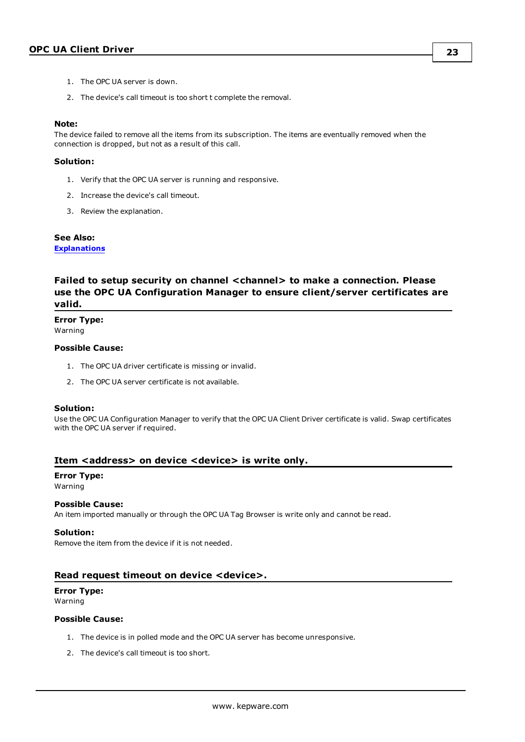1. The OPC UA server is down.
2. The device's call timeout is too short t complete the removal.

**Note:**
The device failed to remove all the items from its subscription. The items are eventually removed when the connection is dropped, but not as a result of this call.

**Solution:**

1. Verify that the OPC UA server is running and responsive.
2. Increase the device's call timeout.
3. Review the explanation.

**See Also:**
[Explanations]

## Failed to setup security on channel <channel> to make a connection. Please use the OPC UA Configuration Manager to ensure client/server certificates are valid.

**Error Type:**
Warning

**Possible Cause:**

1. The OPC UA driver certificate is missing or invalid.
2. The OPC UA server certificate is not available.

**Solution:**
Use the OPC UA Configuration Manager to verify that the OPC UA Client Driver certificate is valid. Swap certificates with the OPC UA server if required.

## Item <address> on device <device> is write only.

**Error Type:**
Warning

**Possible Cause:**
An item imported manually or through the OPC UA Tag Browser is write only and cannot be read.

**Solution:**
Remove the item from the device if it is not needed.

## Read request timeout on device <device>.

**Error Type:**
Warning

**Possible Cause:**

1. The device is in polled mode and the OPC UA server has become unresponsive.
2. The device's call timeout is too short.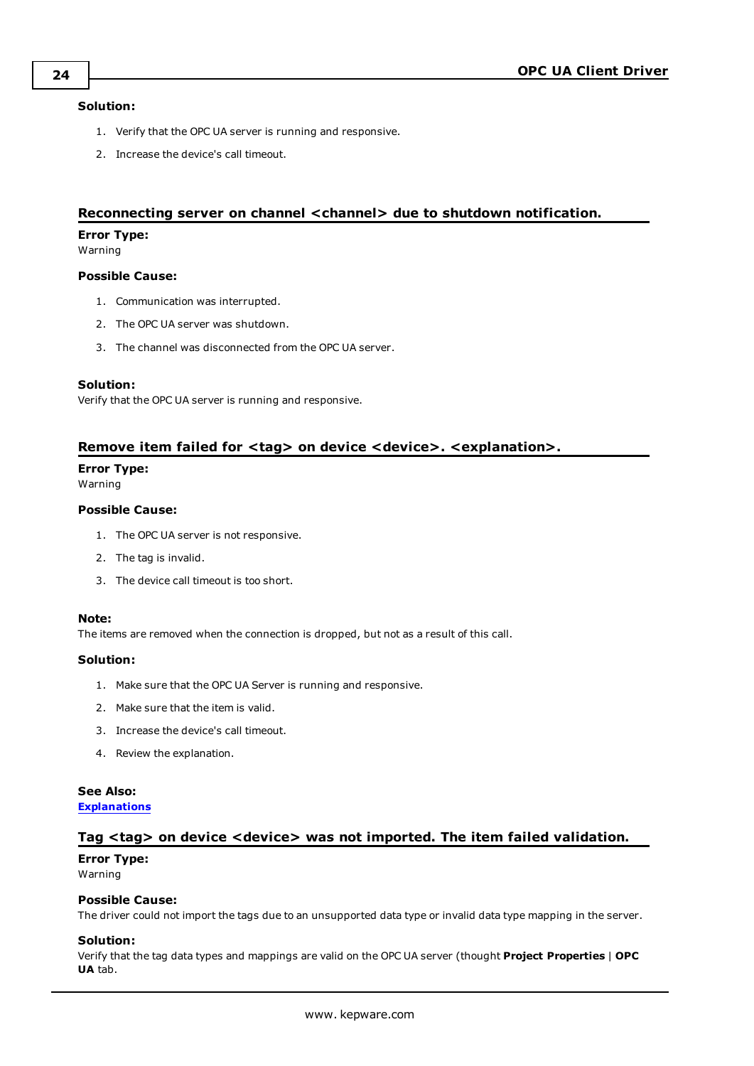**Solution:**

1. Verify that the OPC UA server is running and responsive.
2. Increase the device's call timeout.

## Reconnecting server on channel <channel> due to shutdown notification.

**Error Type:**
Warning

**Possible Cause:**

1. Communication was interrupted.
2. The OPC UA server was shutdown.
3. The channel was disconnected from the OPC UA server.

**Solution:**
Verify that the OPC UA server is running and responsive.

## Remove item failed for <tag> on device <device>. <explanation>.

**Error Type:**
Warning

**Possible Cause:**

1. The OPC UA server is not responsive.
2. The tag is invalid.
3. The device call timeout is too short.

**Note:**
The items are removed when the connection is dropped, but not as a result of this call.

**Solution:**

1. Make sure that the OPC UA Server is running and responsive.
2. Make sure that the item is valid.
3. Increase the device's call timeout.
4. Review the explanation.

**See Also:**
Explanations

## Tag <tag> on device <device> was not imported. The item failed validation.

**Error Type:**
Warning

**Possible Cause:**
The driver could not import the tags due to an unsupported data type or invalid data type mapping in the server.

**Solution:**
Verify that the tag data types and mappings are valid on the OPC UA server (thought **Project Properties** | **OPC UA** tab.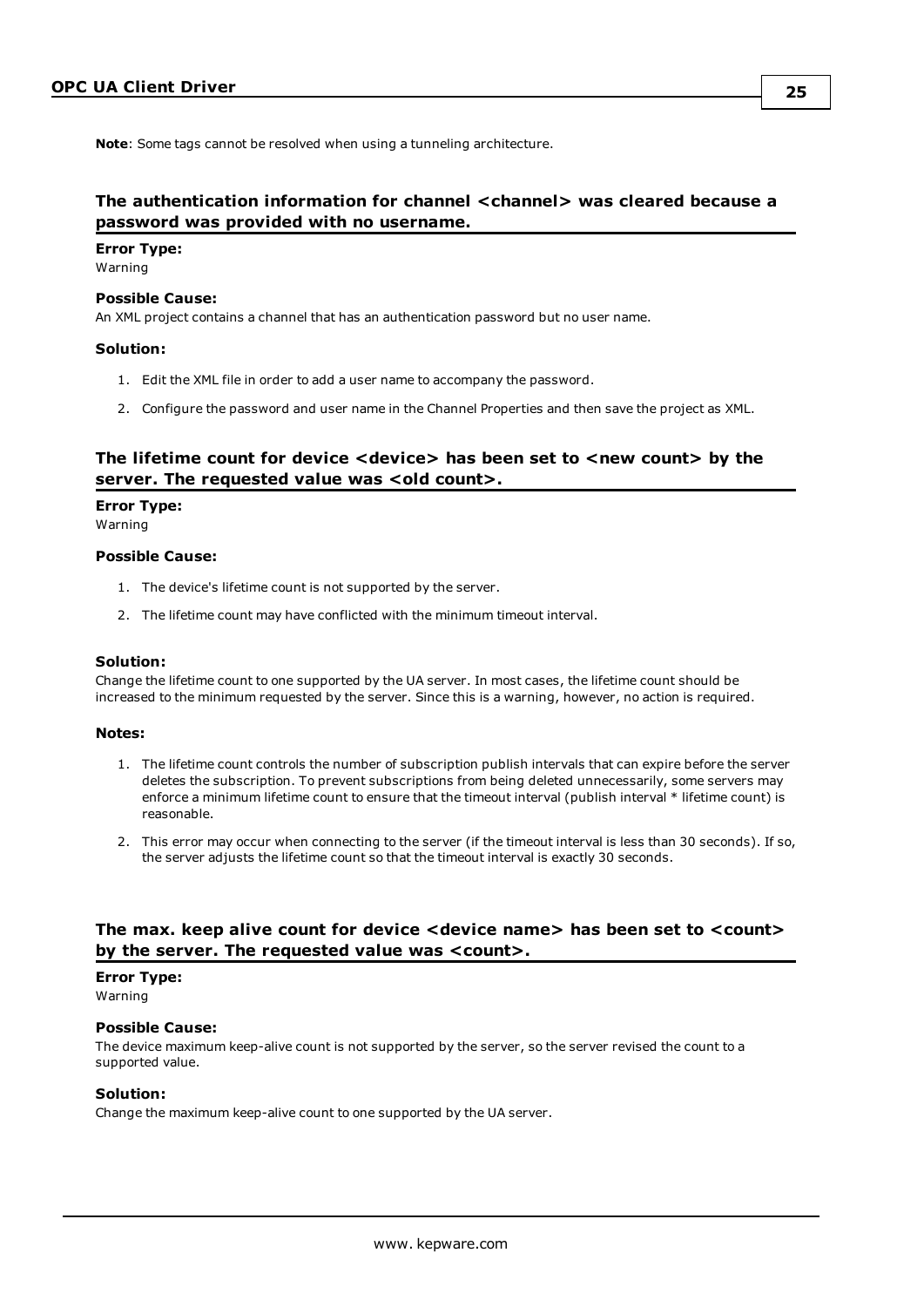**Note**: Some tags cannot be resolved when using a tunneling architecture.

## The authentication information for channel <channel> was cleared because a password was provided with no username.

**Error Type:**
Warning

**Possible Cause:**
An XML project contains a channel that has an authentication password but no user name.

**Solution:**

1. Edit the XML file in order to add a user name to accompany the password.
2. Configure the password and user name in the Channel Properties and then save the project as XML.

## The lifetime count for device <device> has been set to <new count> by the server. The requested value was <old count>.

**Error Type:**
Warning

**Possible Cause:**

1. The device's lifetime count is not supported by the server.
2. The lifetime count may have conflicted with the minimum timeout interval.

**Solution:**
Change the lifetime count to one supported by the UA server. In most cases, the lifetime count should be increased to the minimum requested by the server. Since this is a warning, however, no action is required.

**Notes:**

1. The lifetime count controls the number of subscription publish intervals that can expire before the server deletes the subscription. To prevent subscriptions from being deleted unnecessarily, some servers may enforce a minimum lifetime count to ensure that the timeout interval (publish interval * lifetime count) is reasonable.
2. This error may occur when connecting to the server (if the timeout interval is less than 30 seconds). If so, the server adjusts the lifetime count so that the timeout interval is exactly 30 seconds.

## The max. keep alive count for device <device name> has been set to <count> by the server. The requested value was <count>.

**Error Type:**
Warning

**Possible Cause:**
The device maximum keep-alive count is not supported by the server, so the server revised the count to a supported value.

**Solution:**
Change the maximum keep-alive count to one supported by the UA server.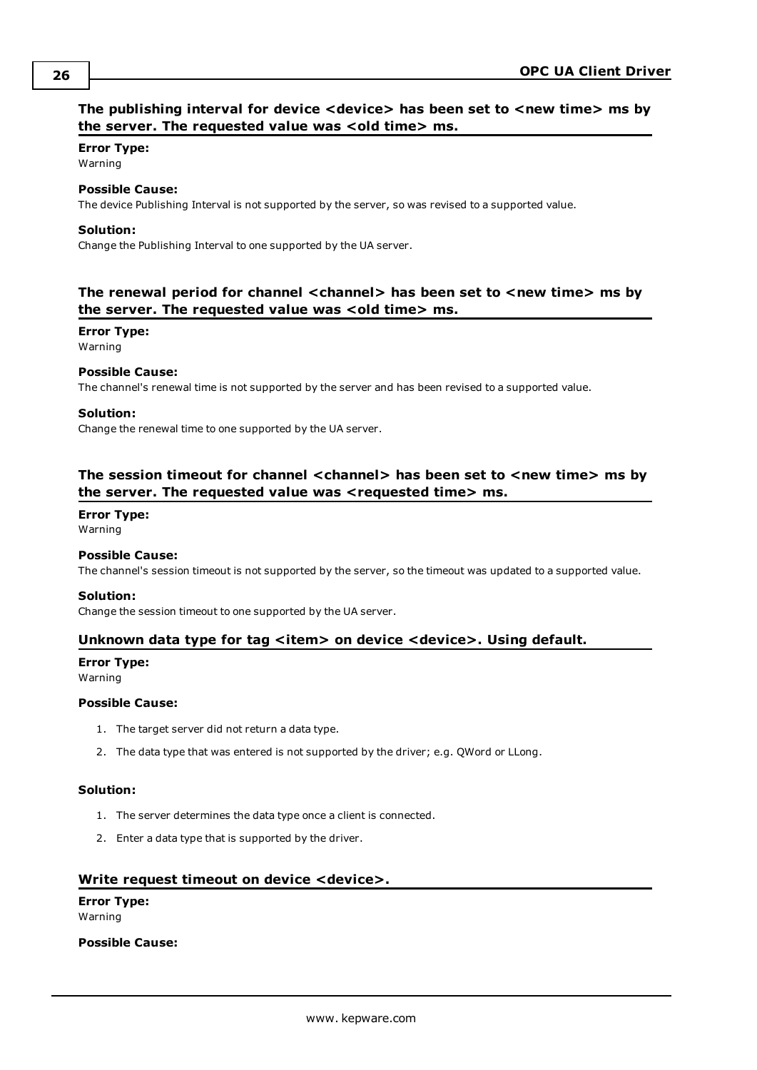### The publishing interval for device <device> has been set to <new time> ms by the server. The requested value was <old time> ms.

**Error Type:**
Warning

**Possible Cause:**
The device Publishing Interval is not supported by the server, so was revised to a supported value.

**Solution:**
Change the Publishing Interval to one supported by the UA server.

### The renewal period for channel <channel> has been set to <new time> ms by the server. The requested value was <old time> ms.

**Error Type:**
Warning

**Possible Cause:**
The channel's renewal time is not supported by the server and has been revised to a supported value.

**Solution:**
Change the renewal time to one supported by the UA server.

### The session timeout for channel <channel> has been set to <new time> ms by the server. The requested value was <requested time> ms.

**Error Type:**
Warning

**Possible Cause:**
The channel's session timeout is not supported by the server, so the timeout was updated to a supported value.

**Solution:**
Change the session timeout to one supported by the UA server.

### Unknown data type for tag <item> on device <device>. Using default.

**Error Type:**
Warning

**Possible Cause:**

1. The target server did not return a data type.
2. The data type that was entered is not supported by the driver; e.g. QWord or LLong.

**Solution:**

1. The server determines the data type once a client is connected.
2. Enter a data type that is supported by the driver.

### Write request timeout on device <device>.

**Error Type:**
Warning

**Possible Cause:**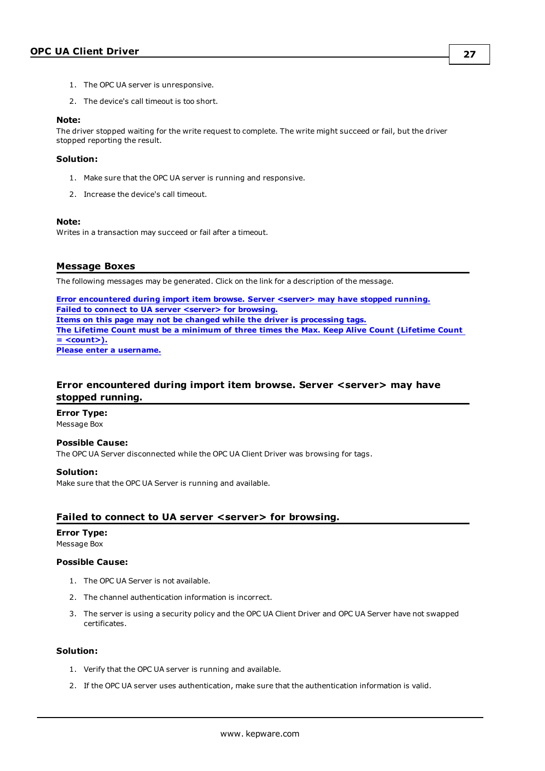1. The OPC UA server is unresponsive.
2. The device's call timeout is too short.

**Note:**
The driver stopped waiting for the write request to complete. The write might succeed or fail, but the driver stopped reporting the result.

**Solution:**

1. Make sure that the OPC UA server is running and responsive.
2. Increase the device's call timeout.

**Note:**
Writes in a transaction may succeed or fail after a timeout.

## Message Boxes

The following messages may be generated. Click on the link for a description of the message.

**Error encountered during import item browse. Server <server> may have stopped running.**
**Failed to connect to UA server <server> for browsing.**
**Items on this page may not be changed while the driver is processing tags.**
**The Lifetime Count must be a minimum of three times the Max. Keep Alive Count (Lifetime Count = <count>).**
**Please enter a username.**

### Error encountered during import item browse. Server <server> may have stopped running.

**Error Type:**
Message Box

**Possible Cause:**
The OPC UA Server disconnected while the OPC UA Client Driver was browsing for tags.

**Solution:**
Make sure that the OPC UA Server is running and available.

### Failed to connect to UA server <server> for browsing.

**Error Type:**
Message Box

**Possible Cause:**

1. The OPC UA Server is not available.
2. The channel authentication information is incorrect.
3. The server is using a security policy and the OPC UA Client Driver and OPC UA Server have not swapped certificates.

**Solution:**

1. Verify that the OPC UA server is running and available.
2. If the OPC UA server uses authentication, make sure that the authentication information is valid.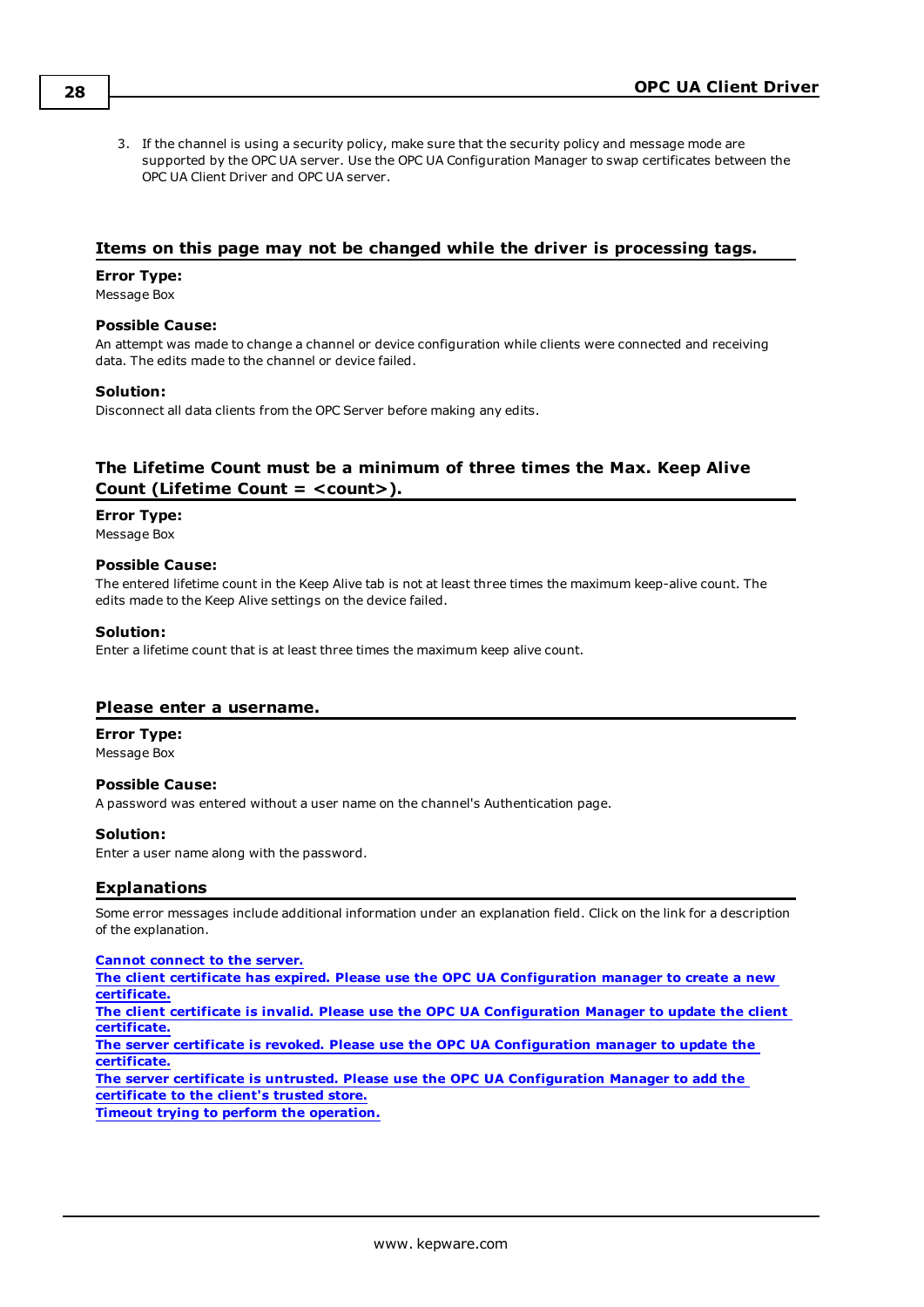3. If the channel is using a security policy, make sure that the security policy and message mode are supported by the OPC UA server. Use the OPC UA Configuration Manager to swap certificates between the OPC UA Client Driver and OPC UA server.

## Items on this page may not be changed while the driver is processing tags.

**Error Type:**
Message Box

**Possible Cause:**
An attempt was made to change a channel or device configuration while clients were connected and receiving data. The edits made to the channel or device failed.

**Solution:**
Disconnect all data clients from the OPC Server before making any edits.

## The Lifetime Count must be a minimum of three times the Max. Keep Alive Count (Lifetime Count = <count>).

**Error Type:**
Message Box

**Possible Cause:**
The entered lifetime count in the Keep Alive tab is not at least three times the maximum keep-alive count. The edits made to the Keep Alive settings on the device failed.

**Solution:**
Enter a lifetime count that is at least three times the maximum keep alive count.

## Please enter a username.

**Error Type:**
Message Box

**Possible Cause:**
A password was entered without a user name on the channel's Authentication page.

**Solution:**
Enter a user name along with the password.

## Explanations

Some error messages include additional information under an explanation field. Click on the link for a description of the explanation.

**Cannot connect to the server.**
**The client certificate has expired. Please use the OPC UA Configuration manager to create a new certificate.**
**The client certificate is invalid. Please use the OPC UA Configuration Manager to update the client certificate.**
**The server certificate is revoked. Please use the OPC UA Configuration manager to update the certificate.**
**The server certificate is untrusted. Please use the OPC UA Configuration Manager to add the certificate to the client's trusted store.**
**Timeout trying to perform the operation.**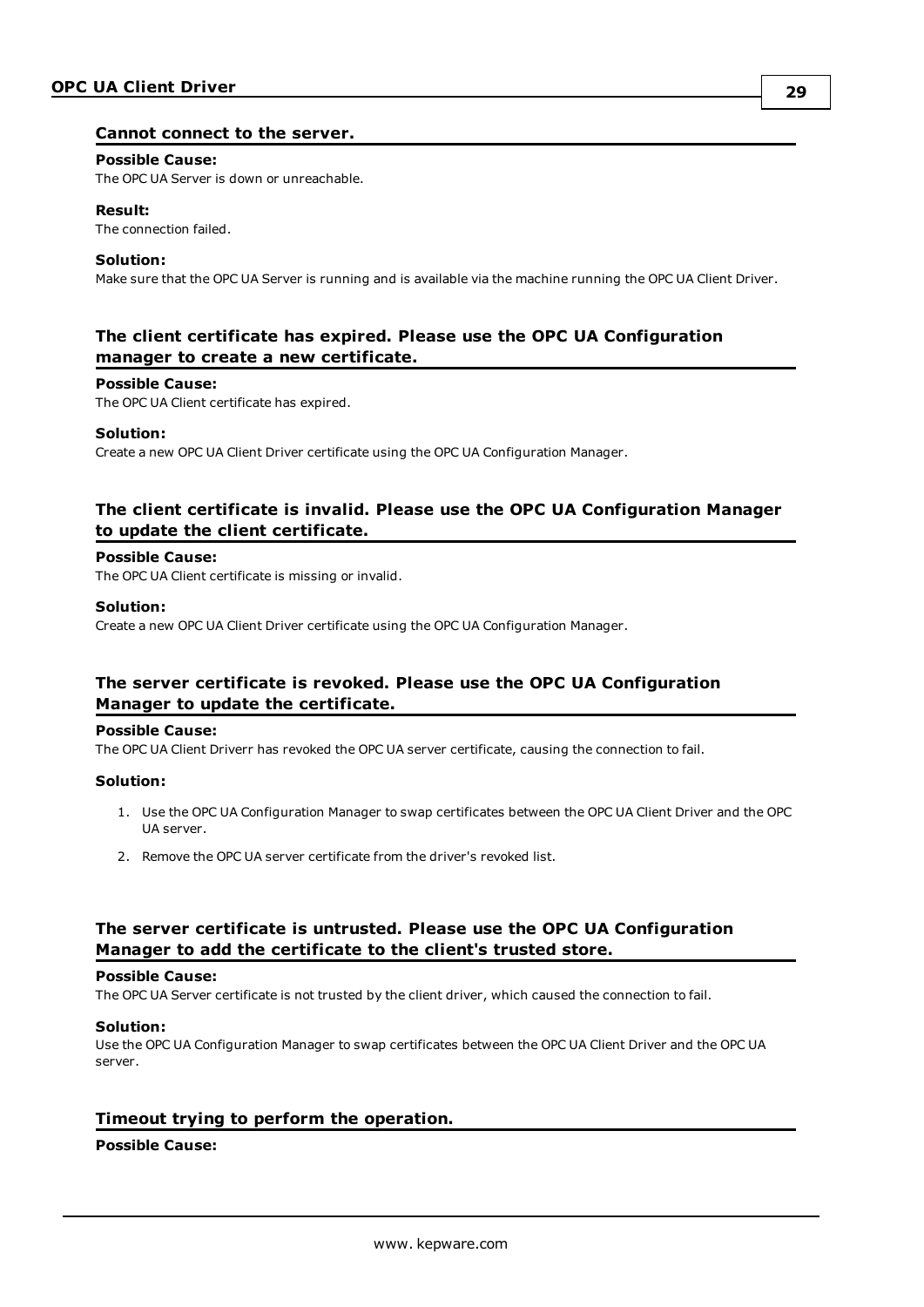### Cannot connect to the server.

**Possible Cause:**
The OPC UA Server is down or unreachable.

**Result:**
The connection failed.

**Solution:**
Make sure that the OPC UA Server is running and is available via the machine running the OPC UA Client Driver.

### The client certificate has expired. Please use the OPC UA Configuration manager to create a new certificate.

**Possible Cause:**
The OPC UA Client certificate has expired.

**Solution:**
Create a new OPC UA Client Driver certificate using the OPC UA Configuration Manager.

### The client certificate is invalid. Please use the OPC UA Configuration Manager to update the client certificate.

**Possible Cause:**
The OPC UA Client certificate is missing or invalid.

**Solution:**
Create a new OPC UA Client Driver certificate using the OPC UA Configuration Manager.

### The server certificate is revoked. Please use the OPC UA Configuration Manager to update the certificate.

**Possible Cause:**
The OPC UA Client Driverr has revoked the OPC UA server certificate, causing the connection to fail.

**Solution:**

1. Use the OPC UA Configuration Manager to swap certificates between the OPC UA Client Driver and the OPC UA server.
2. Remove the OPC UA server certificate from the driver's revoked list.

### The server certificate is untrusted. Please use the OPC UA Configuration Manager to add the certificate to the client's trusted store.

**Possible Cause:**
The OPC UA Server certificate is not trusted by the client driver, which caused the connection to fail.

**Solution:**
Use the OPC UA Configuration Manager to swap certificates between the OPC UA Client Driver and the OPC UA server.

### Timeout trying to perform the operation.

**Possible Cause:**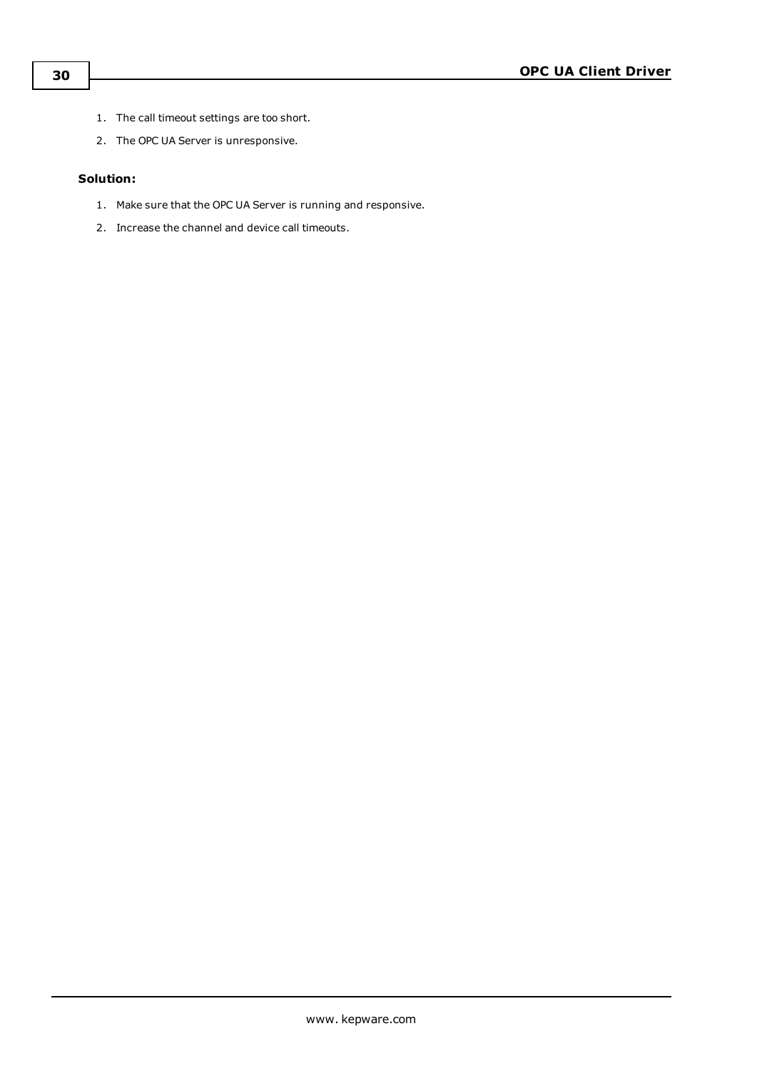1. The call timeout settings are too short.
2. The OPC UA Server is unresponsive.

**Solution:**

1. Make sure that the OPC UA Server is running and responsive.
2. Increase the channel and device call timeouts.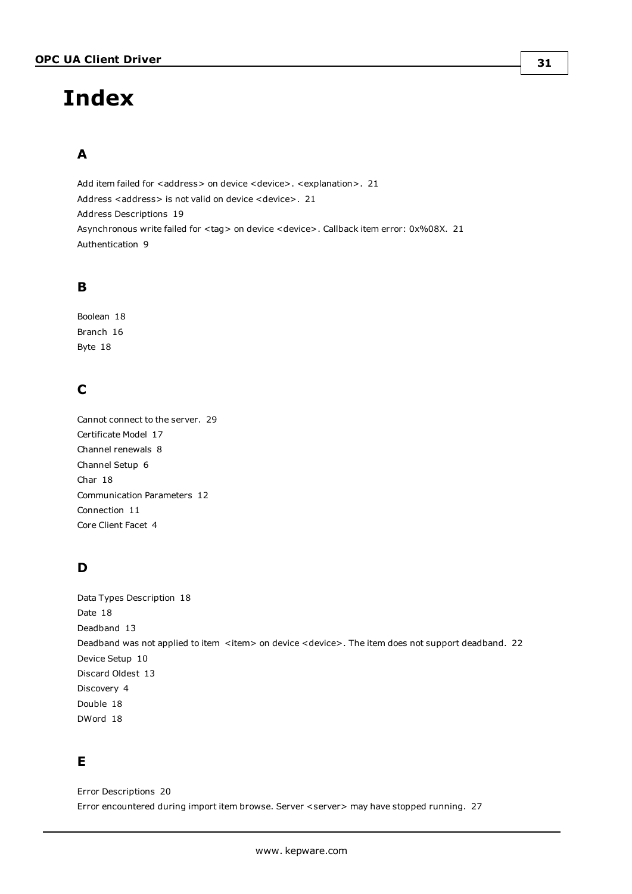# Index

## A

Add item failed for <address> on device <device>. <explanation>. 21
Address <address> is not valid on device <device>. 21
Address Descriptions 19
Asynchronous write failed for <tag> on device <device>. Callback item error: 0x%08X. 21
Authentication 9

## B

Boolean 18
Branch 16
Byte 18

## C

Cannot connect to the server. 29
Certificate Model 17
Channel renewals 8
Channel Setup 6
Char 18
Communication Parameters 12
Connection 11
Core Client Facet 4

## D

Data Types Description 18
Date 18
Deadband 13
Deadband was not applied to item <item> on device <device>. The item does not support deadband. 22
Device Setup 10
Discard Oldest 13
Discovery 4
Double 18
DWord 18

## E

Error Descriptions 20
Error encountered during import item browse. Server <server> may have stopped running. 27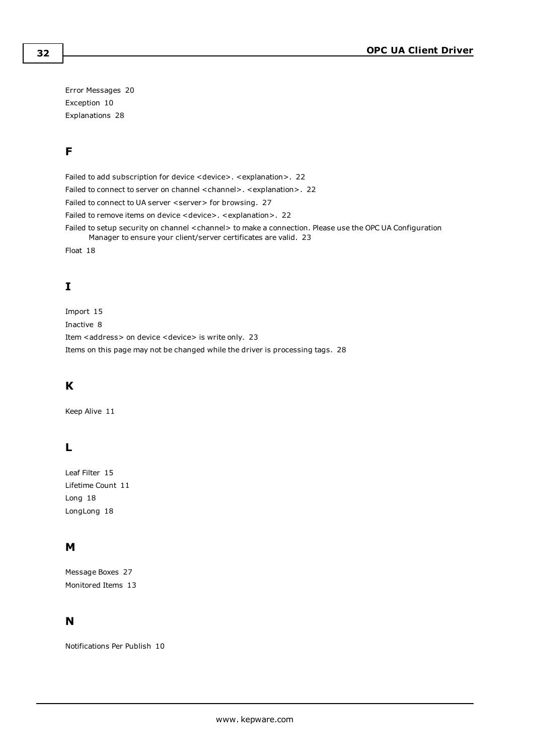Error Messages 20
Exception 10
Explanations 28

## F

Failed to add subscription for device <device>. <explanation>. 22
Failed to connect to server on channel <channel>. <explanation>. 22
Failed to connect to UA server <server> for browsing. 27
Failed to remove items on device <device>. <explanation>. 22
Failed to setup security on channel <channel> to make a connection. Please use the OPC UA Configuration Manager to ensure your client/server certificates are valid. 23
Float 18

## I

Import 15
Inactive 8
Item <address> on device <device> is write only. 23
Items on this page may not be changed while the driver is processing tags. 28

## K

Keep Alive 11

## L

Leaf Filter 15
Lifetime Count 11
Long 18
LongLong 18

## M

Message Boxes 27
Monitored Items 13

## N

Notifications Per Publish 10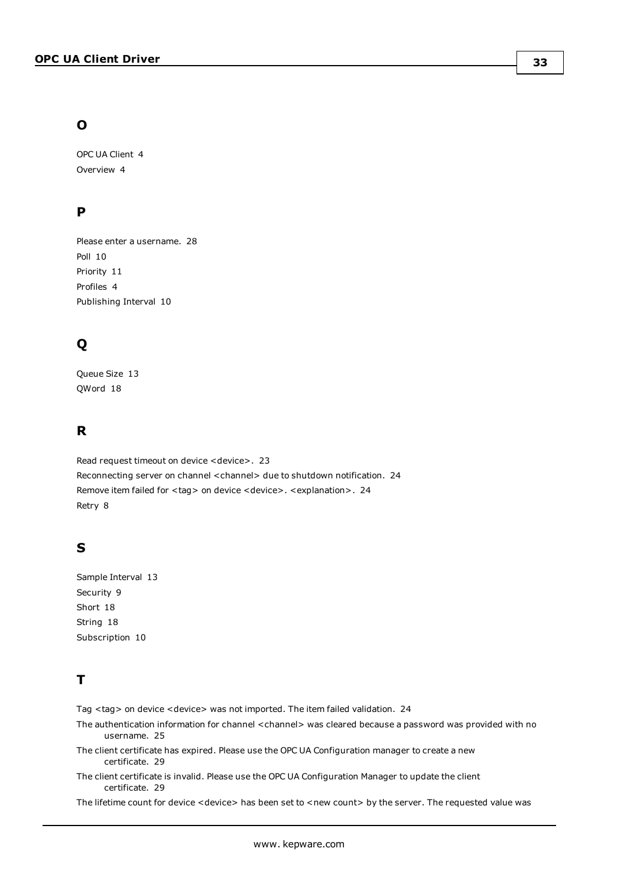## O

OPC UA Client 4
Overview 4

## P

Please enter a username. 28
Poll 10
Priority 11
Profiles 4
Publishing Interval 10

## Q

Queue Size 13
QWord 18

## R

Read request timeout on device <device>. 23
Reconnecting server on channel <channel> due to shutdown notification. 24
Remove item failed for <tag> on device <device>. <explanation>. 24
Retry 8

## S

Sample Interval 13
Security 9
Short 18
String 18
Subscription 10

## T

Tag <tag> on device <device> was not imported. The item failed validation. 24
The authentication information for channel <channel> was cleared because a password was provided with no username. 25
The client certificate has expired. Please use the OPC UA Configuration manager to create a new certificate. 29
The client certificate is invalid. Please use the OPC UA Configuration Manager to update the client certificate. 29
The lifetime count for device <device> has been set to <new count> by the server. The requested value was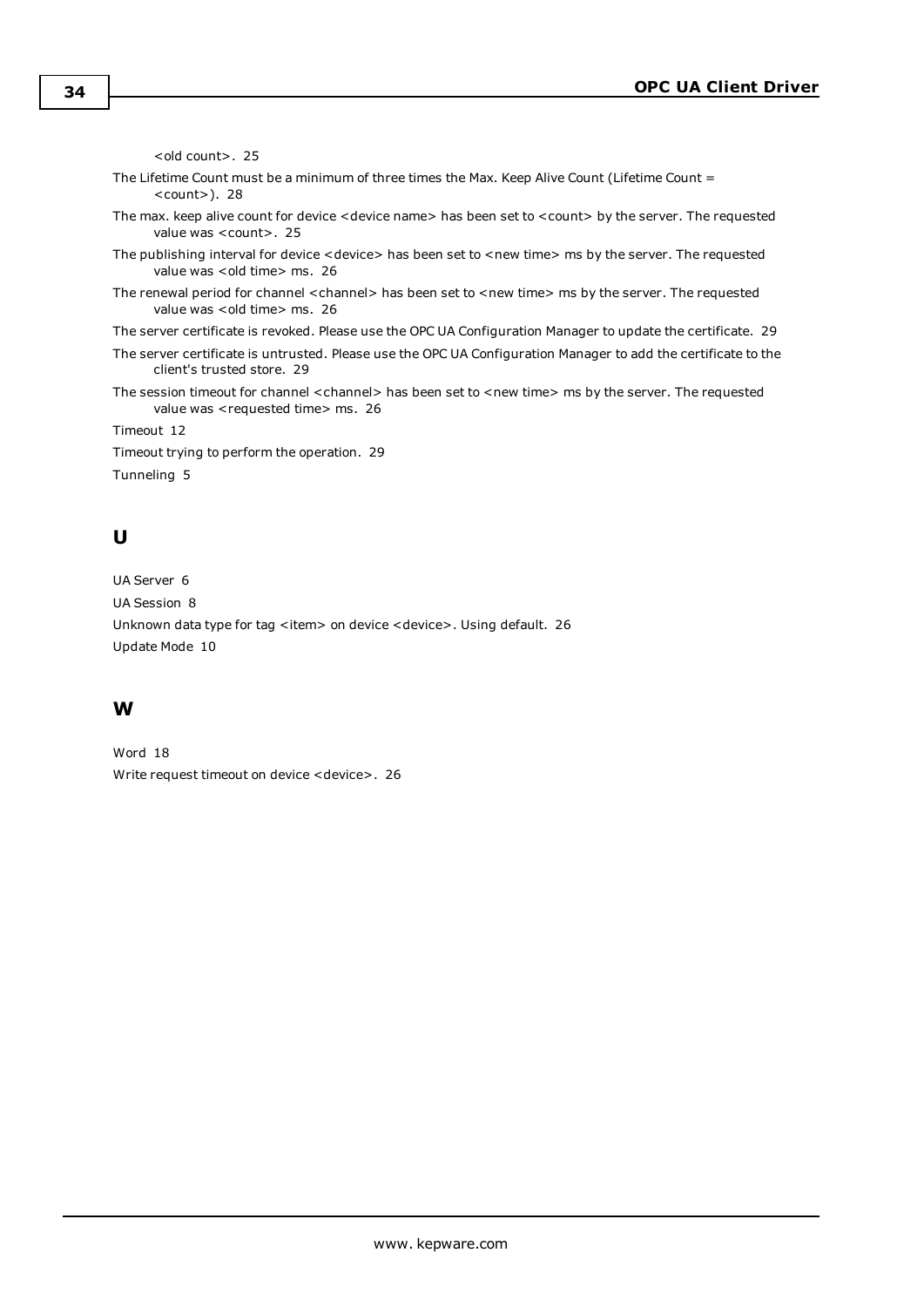<old count>. 25

The Lifetime Count must be a minimum of three times the Max. Keep Alive Count (Lifetime Count = <count>). 28

The max. keep alive count for device <device name> has been set to <count> by the server. The requested value was <count>. 25

The publishing interval for device <device> has been set to <new time> ms by the server. The requested value was <old time> ms. 26

The renewal period for channel <channel> has been set to <new time> ms by the server. The requested value was <old time> ms. 26

The server certificate is revoked. Please use the OPC UA Configuration Manager to update the certificate. 29

The server certificate is untrusted. Please use the OPC UA Configuration Manager to add the certificate to the client's trusted store. 29

The session timeout for channel <channel> has been set to <new time> ms by the server. The requested value was <requested time> ms. 26

Timeout 12

Timeout trying to perform the operation. 29

Tunneling 5

## U

UA Server 6

UA Session 8

Unknown data type for tag <item> on device <device>. Using default. 26

Update Mode 10

## W

Word 18

Write request timeout on device <device>. 26